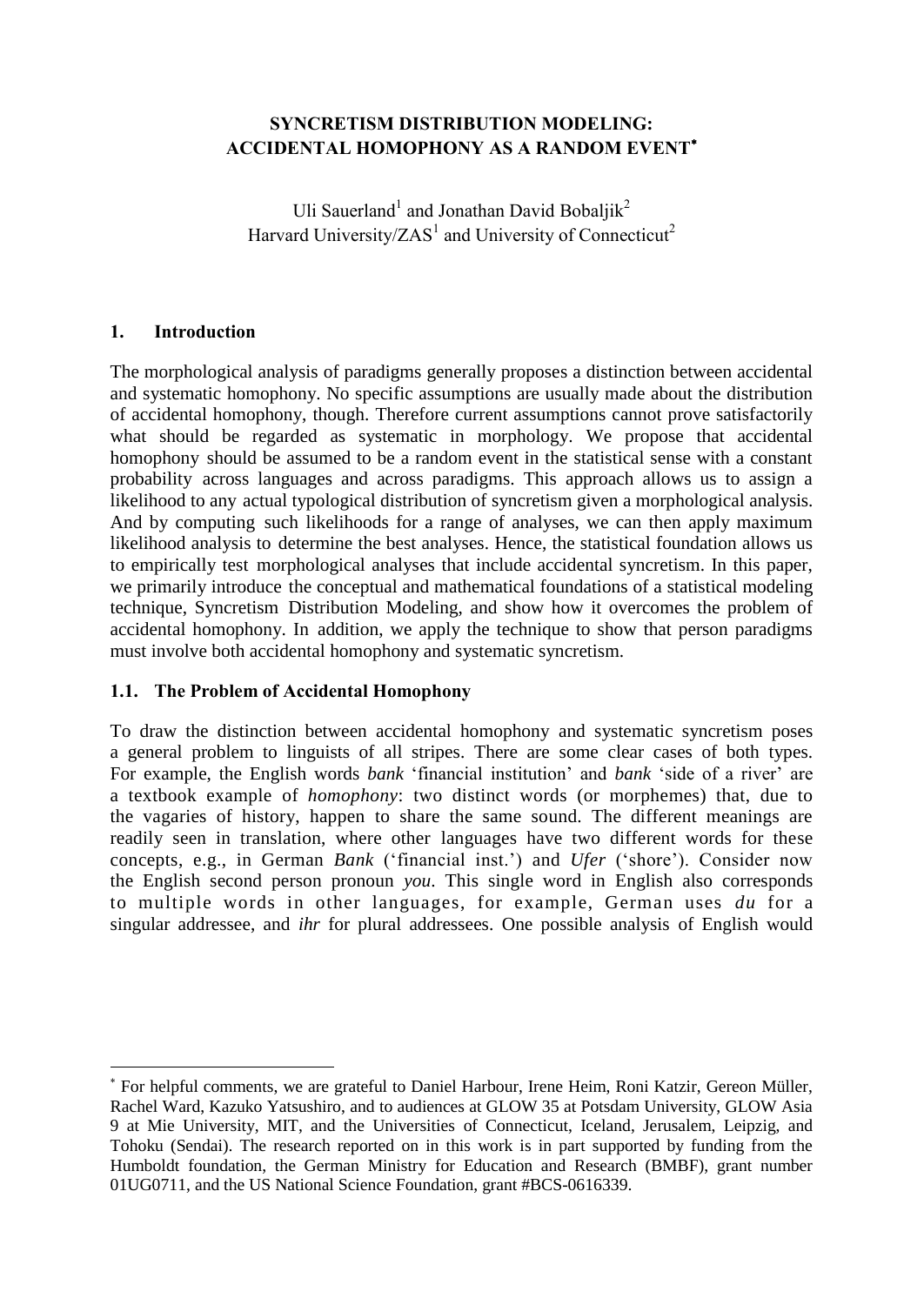# SYNCRETISM DISTRIBUTION MODELING: ACCIDENTAL HOMOPHONY AS A RANDOM EVENT*

Uli Sauerland[1] and Jonathan David Bobaljik[2]
Harvard University/ZAS[1] and University of Connecticut[2]

## 1. Introduction

The morphological analysis of paradigms generally proposes a distinction between accidental and systematic homophony. No specific assumptions are usually made about the distribution of accidental homophony, though. Therefore current assumptions cannot prove satisfactorily what should be regarded as systematic in morphology. We propose that accidental homophony should be assumed to be a random event in the statistical sense with a constant probability across languages and across paradigms. This approach allows us to assign a likelihood to any actual typological distribution of syncretism given a morphological analysis. And by computing such likelihoods for a range of analyses, we can then apply maximum likelihood analysis to determine the best analyses. Hence, the statistical foundation allows us to empirically test morphological analyses that include accidental syncretism. In this paper, we primarily introduce the conceptual and mathematical foundations of a statistical modeling technique, Syncretism Distribution Modeling, and show how it overcomes the problem of accidental homophony. In addition, we apply the technique to show that person paradigms must involve both accidental homophony and systematic syncretism.

### 1.1. The Problem of Accidental Homophony

To draw the distinction between accidental homophony and systematic syncretism poses a general problem to linguists of all stripes. There are some clear cases of both types. For example, the English words *bank* 'financial institution' and *bank* 'side of a river' are a textbook example of *homophony*: two distinct words (or morphemes) that, due to the vagaries of history, happen to share the same sound. The different meanings are readily seen in translation, where other languages have two different words for these concepts, e.g., in German *Bank* ('financial inst.') and *Ufer* ('shore'). Consider now the English second person pronoun *you*. This single word in English also corresponds to multiple words in other languages, for example, German uses *du* for a singular addressee, and *ihr* for plural addressees. One possible analysis of English would

---

* For helpful comments, we are grateful to Daniel Harbour, Irene Heim, Roni Katzir, Gereon Müller, Rachel Ward, Kazuko Yatsushiro, and to audiences at GLOW 35 at Potsdam University, GLOW Asia 9 at Mie University, MIT, and the Universities of Connecticut, Iceland, Jerusalem, Leipzig, and Tohoku (Sendai). The research reported on in this work is in part supported by funding from the Humboldt foundation, the German Ministry for Education and Research (BMBF), grant number 01UG0711, and the US National Science Foundation, grant #BCS-0616339.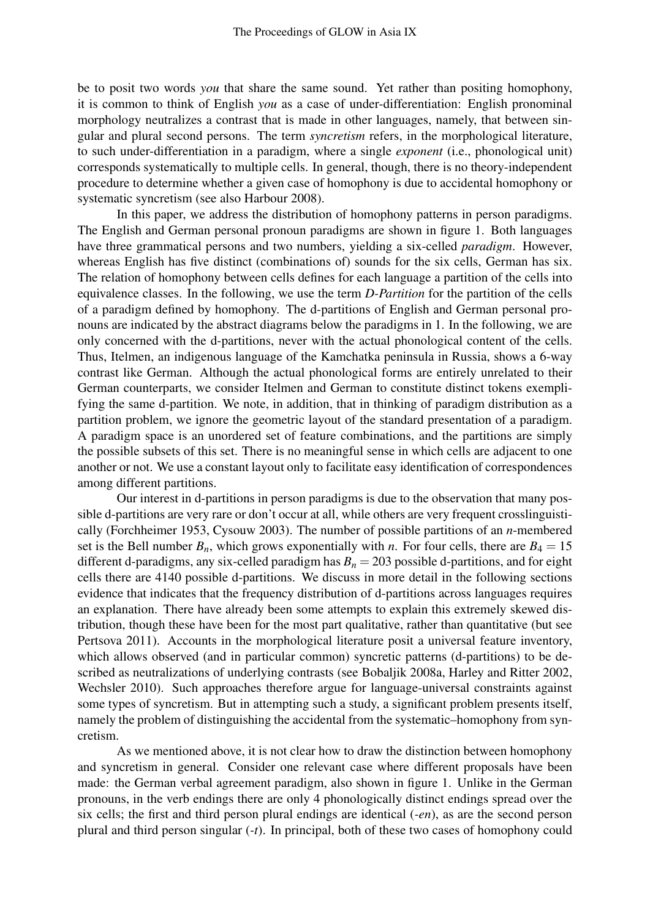be to posit two words *you* that share the same sound. Yet rather than positing homophony, it is common to think of English *you* as a case of under-differentiation: English pronominal morphology neutralizes a contrast that is made in other languages, namely, that between singular and plural second persons. The term *syncretism* refers, in the morphological literature, to such under-differentiation in a paradigm, where a single *exponent* (i.e., phonological unit) corresponds systematically to multiple cells. In general, though, there is no theory-independent procedure to determine whether a given case of homophony is due to accidental homophony or systematic syncretism (see also Harbour 2008).

In this paper, we address the distribution of homophony patterns in person paradigms. The English and German personal pronoun paradigms are shown in figure 1. Both languages have three grammatical persons and two numbers, yielding a six-celled *paradigm*. However, whereas English has five distinct (combinations of) sounds for the six cells, German has six. The relation of homophony between cells defines for each language a partition of the cells into equivalence classes. In the following, we use the term *D-Partition* for the partition of the cells of a paradigm defined by homophony. The d-partitions of English and German personal pronouns are indicated by the abstract diagrams below the paradigms in 1. In the following, we are only concerned with the d-partitions, never with the actual phonological content of the cells. Thus, Itelmen, an indigenous language of the Kamchatka peninsula in Russia, shows a 6-way contrast like German. Although the actual phonological forms are entirely unrelated to their German counterparts, we consider Itelmen and German to constitute distinct tokens exemplifying the same d-partition. We note, in addition, that in thinking of paradigm distribution as a partition problem, we ignore the geometric layout of the standard presentation of a paradigm. A paradigm space is an unordered set of feature combinations, and the partitions are simply the possible subsets of this set. There is no meaningful sense in which cells are adjacent to one another or not. We use a constant layout only to facilitate easy identification of correspondences among different partitions.

Our interest in d-partitions in person paradigms is due to the observation that many possible d-partitions are very rare or don't occur at all, while others are very frequent crosslinguistically (Forchheimer 1953, Cysouw 2003). The number of possible partitions of an *n*-membered set is the Bell number $B_n$, which grows exponentially with *n*. For four cells, there are $B_4 = 15$ different d-paradigms, any six-celled paradigm has $B_n = 203$ possible d-partitions, and for eight cells there are 4140 possible d-partitions. We discuss in more detail in the following sections evidence that indicates that the frequency distribution of d-partitions across languages requires an explanation. There have already been some attempts to explain this extremely skewed distribution, though these have been for the most part qualitative, rather than quantitative (but see Pertsova 2011). Accounts in the morphological literature posit a universal feature inventory, which allows observed (and in particular common) syncretic patterns (d-partitions) to be described as neutralizations of underlying contrasts (see Bobaljik 2008a, Harley and Ritter 2002, Wechsler 2010). Such approaches therefore argue for language-universal constraints against some types of syncretism. But in attempting such a study, a significant problem presents itself, namely the problem of distinguishing the accidental from the systematic–homophony from syncretism.

As we mentioned above, it is not clear how to draw the distinction between homophony and syncretism in general. Consider one relevant case where different proposals have been made: the German verbal agreement paradigm, also shown in figure 1. Unlike in the German pronouns, in the verb endings there are only 4 phonologically distinct endings spread over the six cells; the first and third person plural endings are identical (*-en*), as are the second person plural and third person singular (*-t*). In principal, both of these two cases of homophony could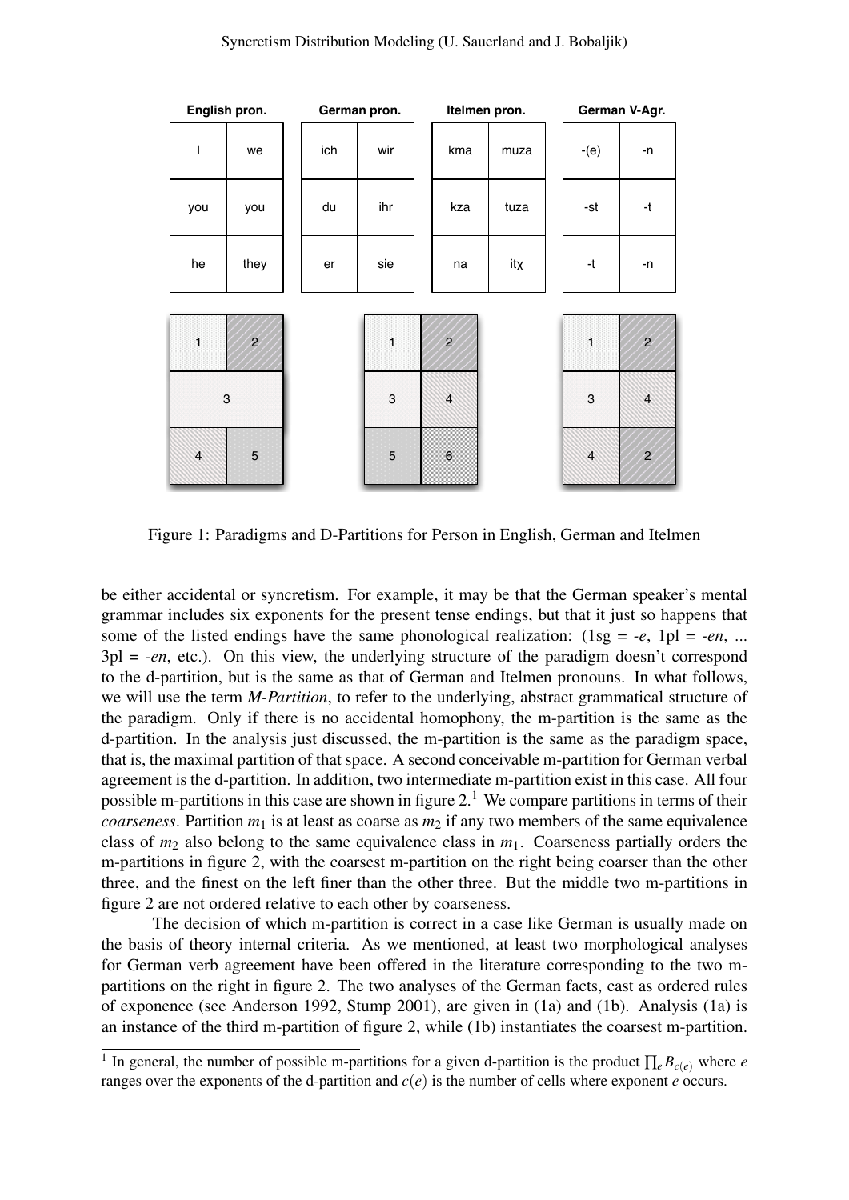| English pron. | |
|---|---|
| I | we |
| you | you |
| he | they |

| German pron. | |
|---|---|
| ich | wir |
| du | ihr |
| er | sie |

| Itelmen pron. | |
|---|---|
| kma | muza |
| kza | tuza |
| na | itχ |

| German V-Agr. | |
|---|---|
| -(e) | -n |
| -st | -t |
| -t | -n |

| | |
|---|---|
| 1 | 2 |
| 3 | |
| 4 | 5 |

| | |
|---|---|
| 1 | 2 |
| 3 | 4 |
| 5 | 6 |

| | |
|---|---|
| 1 | 2 |
| 3 | 4 |
| 4 | 2 |

Figure 1: Paradigms and D-Partitions for Person in English, German and Itelmen

be either accidental or syncretism. For example, it may be that the German speaker's mental grammar includes six exponents for the present tense endings, but that it just so happens that some of the listed endings have the same phonological realization: (1sg = *-e*, 1pl = *-en*, ... 3pl = *-en*, etc.). On this view, the underlying structure of the paradigm doesn't correspond to the d-partition, but is the same as that of German and Itelmen pronouns. In what follows, we will use the term *M-Partition*, to refer to the underlying, abstract grammatical structure of the paradigm. Only if there is no accidental homophony, the m-partition is the same as the d-partition. In the analysis just discussed, the m-partition is the same as the paradigm space, that is, the maximal partition of that space. A second conceivable m-partition for German verbal agreement is the d-partition. In addition, two intermediate m-partition exist in this case. All four possible m-partitions in this case are shown in figure 2.[1] We compare partitions in terms of their *coarseness*. Partition $m_1$ is at least as coarse as $m_2$ if any two members of the same equivalence class of $m_2$ also belong to the same equivalence class in $m_1$. Coarseness partially orders the m-partitions in figure 2, with the coarsest m-partition on the right being coarser than the other three, and the finest on the left finer than the other three. But the middle two m-partitions in figure 2 are not ordered relative to each other by coarseness.

The decision of which m-partition is correct in a case like German is usually made on the basis of theory internal criteria. As we mentioned, at least two morphological analyses for German verb agreement have been offered in the literature corresponding to the two m-partitions on the right in figure 2. The two analyses of the German facts, cast as ordered rules of exponence (see Anderson 1992, Stump 2001), are given in (1a) and (1b). Analysis (1a) is an instance of the third m-partition of figure 2, while (1b) instantiates the coarsest m-partition.

[1] In general, the number of possible m-partitions for a given d-partition is the product $\prod_e B_{c(e)}$ where $e$ ranges over the exponents of the d-partition and $c(e)$ is the number of cells where exponent $e$ occurs.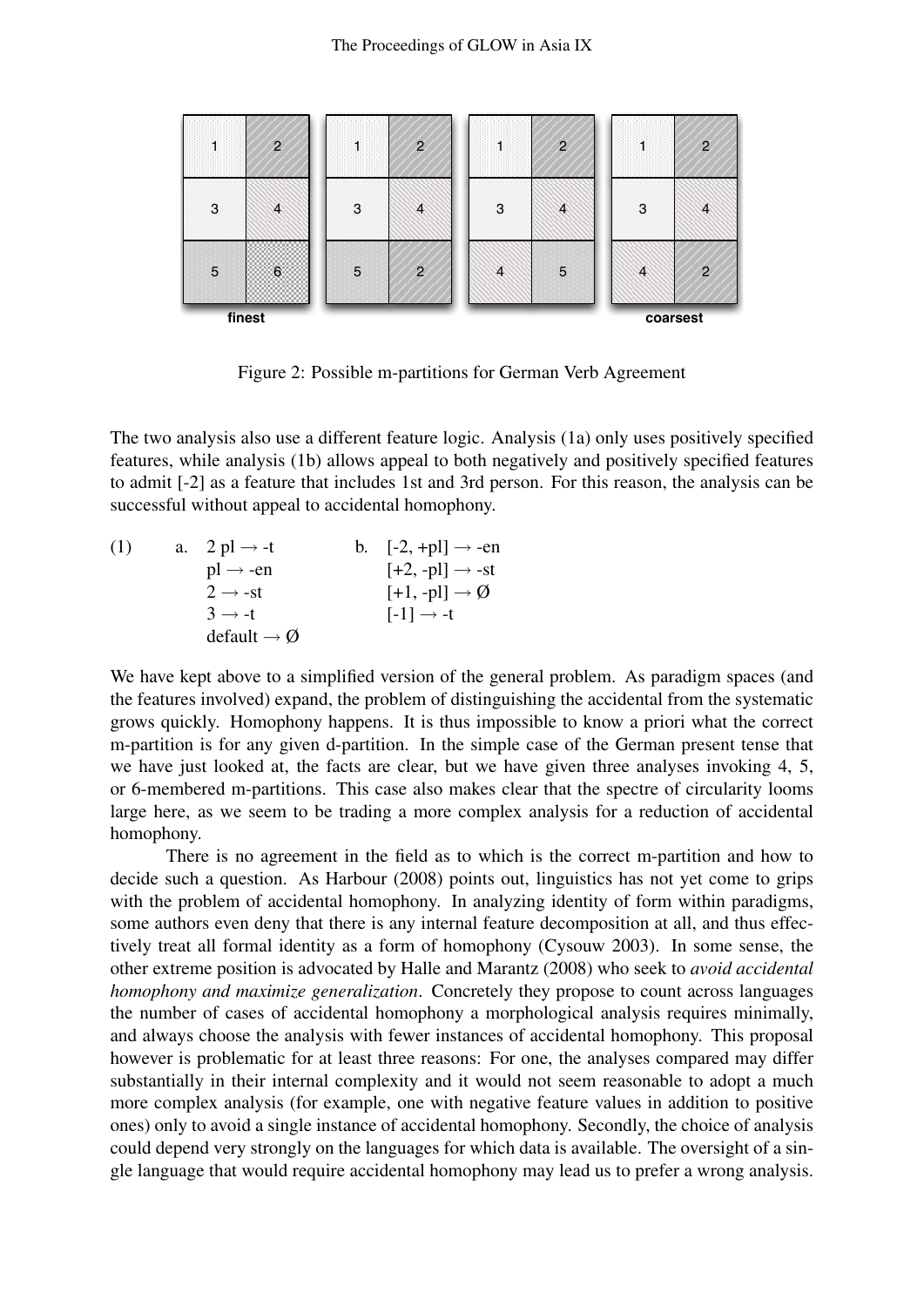1 2
3 4
5 6

1 2
3 4
5 2

1 2
3 4
4 5

1 2
3 4
4 2

finest

coarsest

Figure 2: Possible m-partitions for German Verb Agreement

The two analysis also use a different feature logic. Analysis (1a) only uses positively specified features, while analysis (1b) allows appeal to both negatively and positively specified features to admit [-2] as a feature that includes 1st and 3rd person. For this reason, the analysis can be successful without appeal to accidental homophony.

(1)

a.
- 2 pl → -t
- pl → -en
- 2 → -st
- 3 → -t
- default → Ø

b.
- [-2, +pl] → -en
- [+2, -pl] → -st
- [+1, -pl] → Ø
- [-1] → -t

We have kept above to a simplified version of the general problem. As paradigm spaces (and the features involved) expand, the problem of distinguishing the accidental from the systematic grows quickly. Homophony happens. It is thus impossible to know a priori what the correct m-partition is for any given d-partition. In the simple case of the German present tense that we have just looked at, the facts are clear, but we have given three analyses invoking 4, 5, or 6-membered m-partitions. This case also makes clear that the spectre of circularity looms large here, as we seem to be trading a more complex analysis for a reduction of accidental homophony.

There is no agreement in the field as to which is the correct m-partition and how to decide such a question. As Harbour (2008) points out, linguistics has not yet come to grips with the problem of accidental homophony. In analyzing identity of form within paradigms, some authors even deny that there is any internal feature decomposition at all, and thus effectively treat all formal identity as a form of homophony (Cysouw 2003). In some sense, the other extreme position is advocated by Halle and Marantz (2008) who seek to *avoid accidental homophony and maximize generalization*. Concretely they propose to count across languages the number of cases of accidental homophony a morphological analysis requires minimally, and always choose the analysis with fewer instances of accidental homophony. This proposal however is problematic for at least three reasons: For one, the analyses compared may differ substantially in their internal complexity and it would not seem reasonable to adopt a much more complex analysis (for example, one with negative feature values in addition to positive ones) only to avoid a single instance of accidental homophony. Secondly, the choice of analysis could depend very strongly on the languages for which data is available. The oversight of a single language that would require accidental homophony may lead us to prefer a wrong analysis.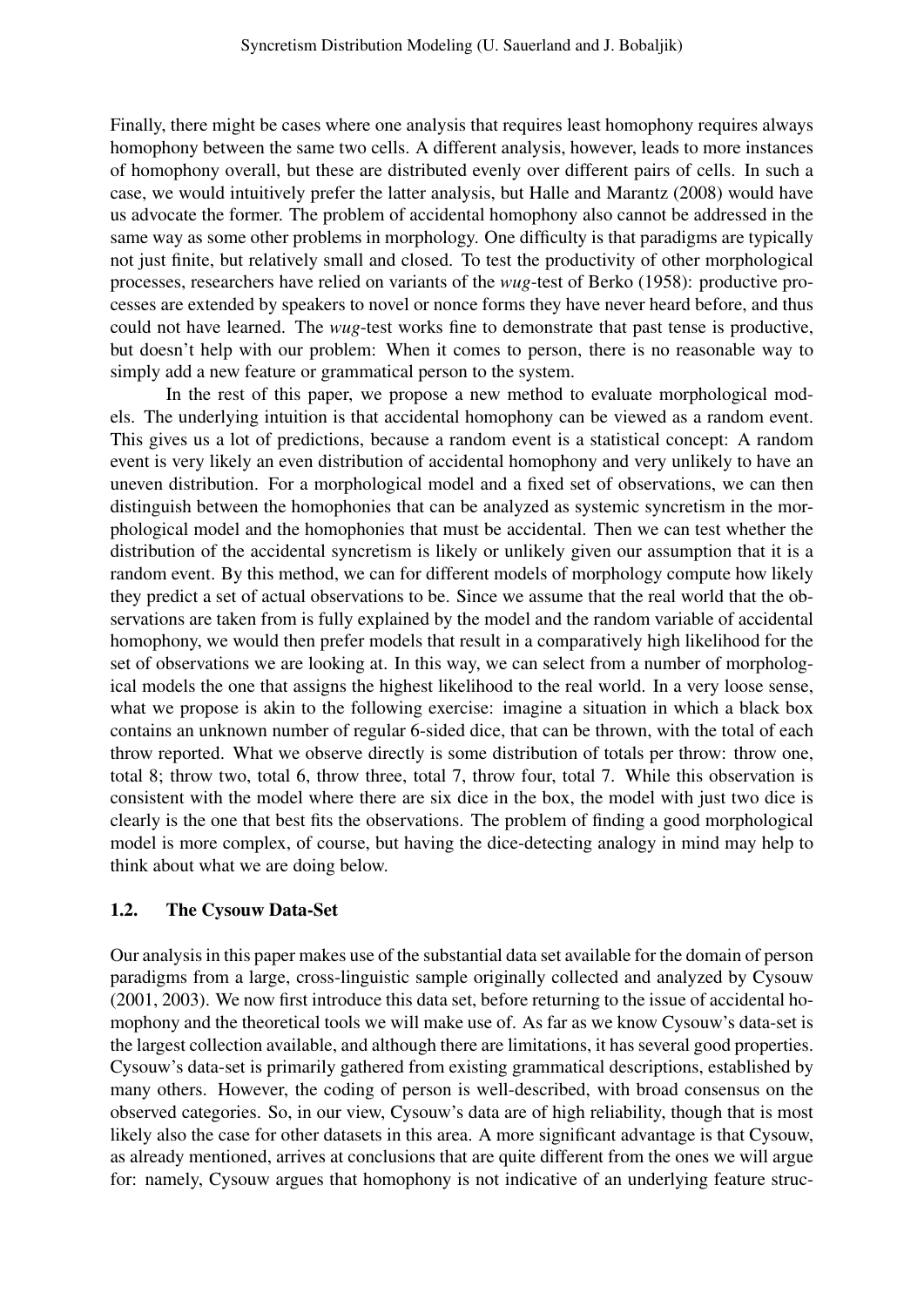Finally, there might be cases where one analysis that requires least homophony requires always homophony between the same two cells. A different analysis, however, leads to more instances of homophony overall, but these are distributed evenly over different pairs of cells. In such a case, we would intuitively prefer the latter analysis, but Halle and Marantz (2008) would have us advocate the former. The problem of accidental homophony also cannot be addressed in the same way as some other problems in morphology. One difficulty is that paradigms are typically not just finite, but relatively small and closed. To test the productivity of other morphological processes, researchers have relied on variants of the *wug*-test of Berko (1958): productive processes are extended by speakers to novel or nonce forms they have never heard before, and thus could not have learned. The *wug*-test works fine to demonstrate that past tense is productive, but doesn't help with our problem: When it comes to person, there is no reasonable way to simply add a new feature or grammatical person to the system.

In the rest of this paper, we propose a new method to evaluate morphological models. The underlying intuition is that accidental homophony can be viewed as a random event. This gives us a lot of predictions, because a random event is a statistical concept: A random event is very likely an even distribution of accidental homophony and very unlikely to have an uneven distribution. For a morphological model and a fixed set of observations, we can then distinguish between the homophonies that can be analyzed as systemic syncretism in the morphological model and the homophonies that must be accidental. Then we can test whether the distribution of the accidental syncretism is likely or unlikely given our assumption that it is a random event. By this method, we can for different models of morphology compute how likely they predict a set of actual observations to be. Since we assume that the real world that the observations are taken from is fully explained by the model and the random variable of accidental homophony, we would then prefer models that result in a comparatively high likelihood for the set of observations we are looking at. In this way, we can select from a number of morphological models the one that assigns the highest likelihood to the real world. In a very loose sense, what we propose is akin to the following exercise: imagine a situation in which a black box contains an unknown number of regular 6-sided dice, that can be thrown, with the total of each throw reported. What we observe directly is some distribution of totals per throw: throw one, total 8; throw two, total 6, throw three, total 7, throw four, total 7. While this observation is consistent with the model where there are six dice in the box, the model with just two dice is clearly is the one that best fits the observations. The problem of finding a good morphological model is more complex, of course, but having the dice-detecting analogy in mind may help to think about what we are doing below.

### 1.2. The Cysouw Data-Set

Our analysis in this paper makes use of the substantial data set available for the domain of person paradigms from a large, cross-linguistic sample originally collected and analyzed by Cysouw (2001, 2003). We now first introduce this data set, before returning to the issue of accidental homophony and the theoretical tools we will make use of. As far as we know Cysouw's data-set is the largest collection available, and although there are limitations, it has several good properties. Cysouw's data-set is primarily gathered from existing grammatical descriptions, established by many others. However, the coding of person is well-described, with broad consensus on the observed categories. So, in our view, Cysouw's data are of high reliability, though that is most likely also the case for other datasets in this area. A more significant advantage is that Cysouw, as already mentioned, arrives at conclusions that are quite different from the ones we will argue for: namely, Cysouw argues that homophony is not indicative of an underlying feature struc-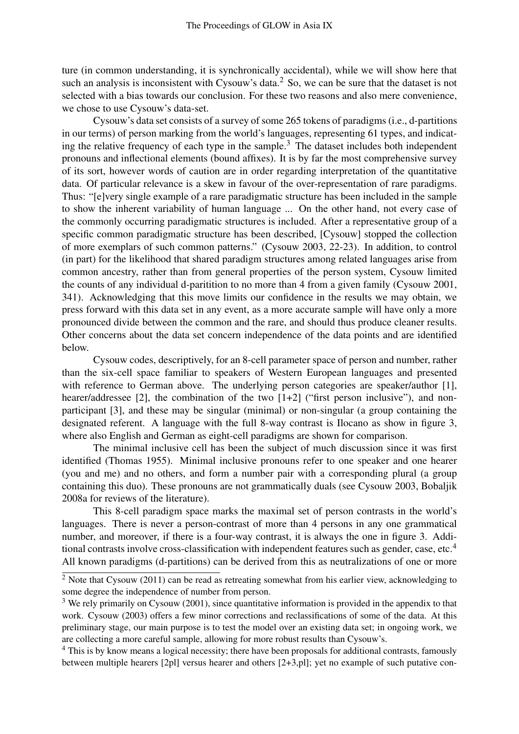ture (in common understanding, it is synchronically accidental), while we will show here that such an analysis is inconsistent with Cysouw's data.[2] So, we can be sure that the dataset is not selected with a bias towards our conclusion. For these two reasons and also mere convenience, we chose to use Cysouw's data-set.

Cysouw's data set consists of a survey of some 265 tokens of paradigms (i.e., d-partitions in our terms) of person marking from the world's languages, representing 61 types, and indicating the relative frequency of each type in the sample.[3] The dataset includes both independent pronouns and inflectional elements (bound affixes). It is by far the most comprehensive survey of its sort, however words of caution are in order regarding interpretation of the quantitative data. Of particular relevance is a skew in favour of the over-representation of rare paradigms. Thus: "[e]very single example of a rare paradigmatic structure has been included in the sample to show the inherent variability of human language ... On the other hand, not every case of the commonly occurring paradigmatic structures is included. After a representative group of a specific common paradigmatic structure has been described, [Cysouw] stopped the collection of more exemplars of such common patterns." (Cysouw 2003, 22-23). In addition, to control (in part) for the likelihood that shared paradigm structures among related languages arise from common ancestry, rather than from general properties of the person system, Cysouw limited the counts of any individual d-paritition to no more than 4 from a given family (Cysouw 2001, 341). Acknowledging that this move limits our confidence in the results we may obtain, we press forward with this data set in any event, as a more accurate sample will have only a more pronounced divide between the common and the rare, and should thus produce cleaner results. Other concerns about the data set concern independence of the data points and are identified below.

Cysouw codes, descriptively, for an 8-cell parameter space of person and number, rather than the six-cell space familiar to speakers of Western European languages and presented with reference to German above. The underlying person categories are speaker/author [1], hearer/addressee [2], the combination of the two [1+2] ("first person inclusive"), and non-participant [3], and these may be singular (minimal) or non-singular (a group containing the designated referent. A language with the full 8-way contrast is Ilocano as show in figure 3, where also English and German as eight-cell paradigms are shown for comparison.

The minimal inclusive cell has been the subject of much discussion since it was first identified (Thomas 1955). Minimal inclusive pronouns refer to one speaker and one hearer (you and me) and no others, and form a number pair with a corresponding plural (a group containing this duo). These pronouns are not grammatically duals (see Cysouw 2003, Bobaljik 2008a for reviews of the literature).

This 8-cell paradigm space marks the maximal set of person contrasts in the world's languages. There is never a person-contrast of more than 4 persons in any one grammatical number, and moreover, if there is a four-way contrast, it is always the one in figure 3. Additional contrasts involve cross-classification with independent features such as gender, case, etc.[4] All known paradigms (d-partitions) can be derived from this as neutralizations of one or more

[2] Note that Cysouw (2011) can be read as retreating somewhat from his earlier view, acknowledging to some degree the independence of number from person.

[3] We rely primarily on Cysouw (2001), since quantitative information is provided in the appendix to that work. Cysouw (2003) offers a few minor corrections and reclassifications of some of the data. At this preliminary stage, our main purpose is to test the model over an existing data set; in ongoing work, we are collecting a more careful sample, allowing for more robust results than Cysouw's.

[4] This is by know means a logical necessity; there have been proposals for additional contrasts, famously between multiple hearers [2pl] versus hearer and others [2+3,pl]; yet no example of such putative con-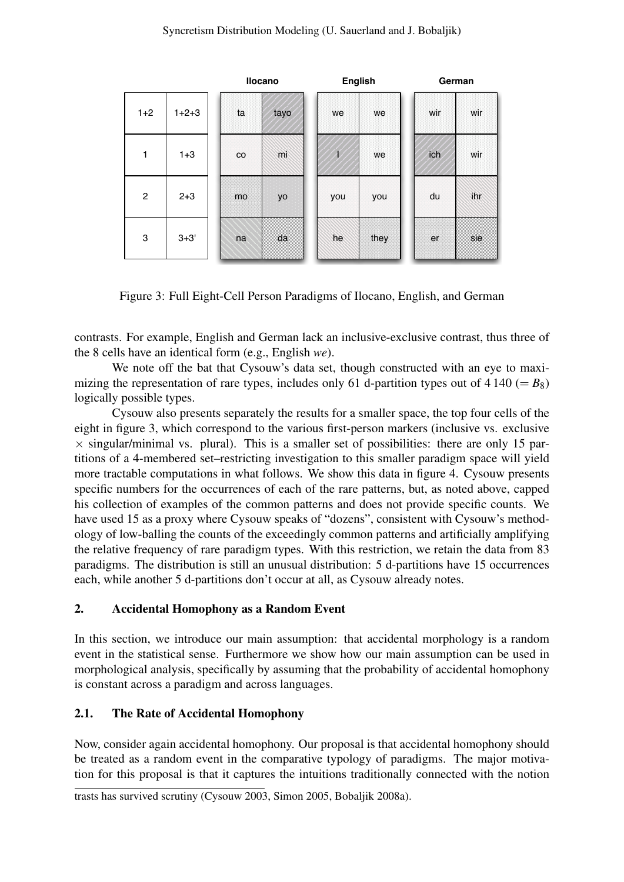| | | Ilocano | | English | | German | |
|---|---|---|---|---|---|---|---|
| 1+2 | 1+2+3 | ta | tayo | we | we | wir | wir |
| 1 | 1+3 | co | mi | I | we | ich | wir |
| 2 | 2+3 | mo | yo | you | you | du | ihr |
| 3 | 3+3' | na | da | he | they | er | sie |

Figure 3: Full Eight-Cell Person Paradigms of Ilocano, English, and German

contrasts. For example, English and German lack an inclusive-exclusive contrast, thus three of the 8 cells have an identical form (e.g., English *we*).

We note off the bat that Cysouw's data set, though constructed with an eye to maximizing the representation of rare types, includes only 61 d-partition types out of 4 140 ($= B_8$) logically possible types.

Cysouw also presents separately the results for a smaller space, the top four cells of the eight in figure 3, which correspond to the various first-person markers (inclusive vs. exclusive $\times$ singular/minimal vs. plural). This is a smaller set of possibilities: there are only 15 partitions of a 4-membered set–restricting investigation to this smaller paradigm space will yield more tractable computations in what follows. We show this data in figure 4. Cysouw presents specific numbers for the occurrences of each of the rare patterns, but, as noted above, capped his collection of examples of the common patterns and does not provide specific counts. We have used 15 as a proxy where Cysouw speaks of "dozens", consistent with Cysouw's methodology of low-balling the counts of the exceedingly common patterns and artificially amplifying the relative frequency of rare paradigm types. With this restriction, we retain the data from 83 paradigms. The distribution is still an unusual distribution: 5 d-partitions have 15 occurrences each, while another 5 d-partitions don't occur at all, as Cysouw already notes.

## 2. Accidental Homophony as a Random Event

In this section, we introduce our main assumption: that accidental morphology is a random event in the statistical sense. Furthermore we show how our main assumption can be used in morphological analysis, specifically by assuming that the probability of accidental homophony is constant across a paradigm and across languages.

### 2.1. The Rate of Accidental Homophony

Now, consider again accidental homophony. Our proposal is that accidental homophony should be treated as a random event in the comparative typology of paradigms. The major motivation for this proposal is that it captures the intuitions traditionally connected with the notion

trasts has survived scrutiny (Cysouw 2003, Simon 2005, Bobaljik 2008a).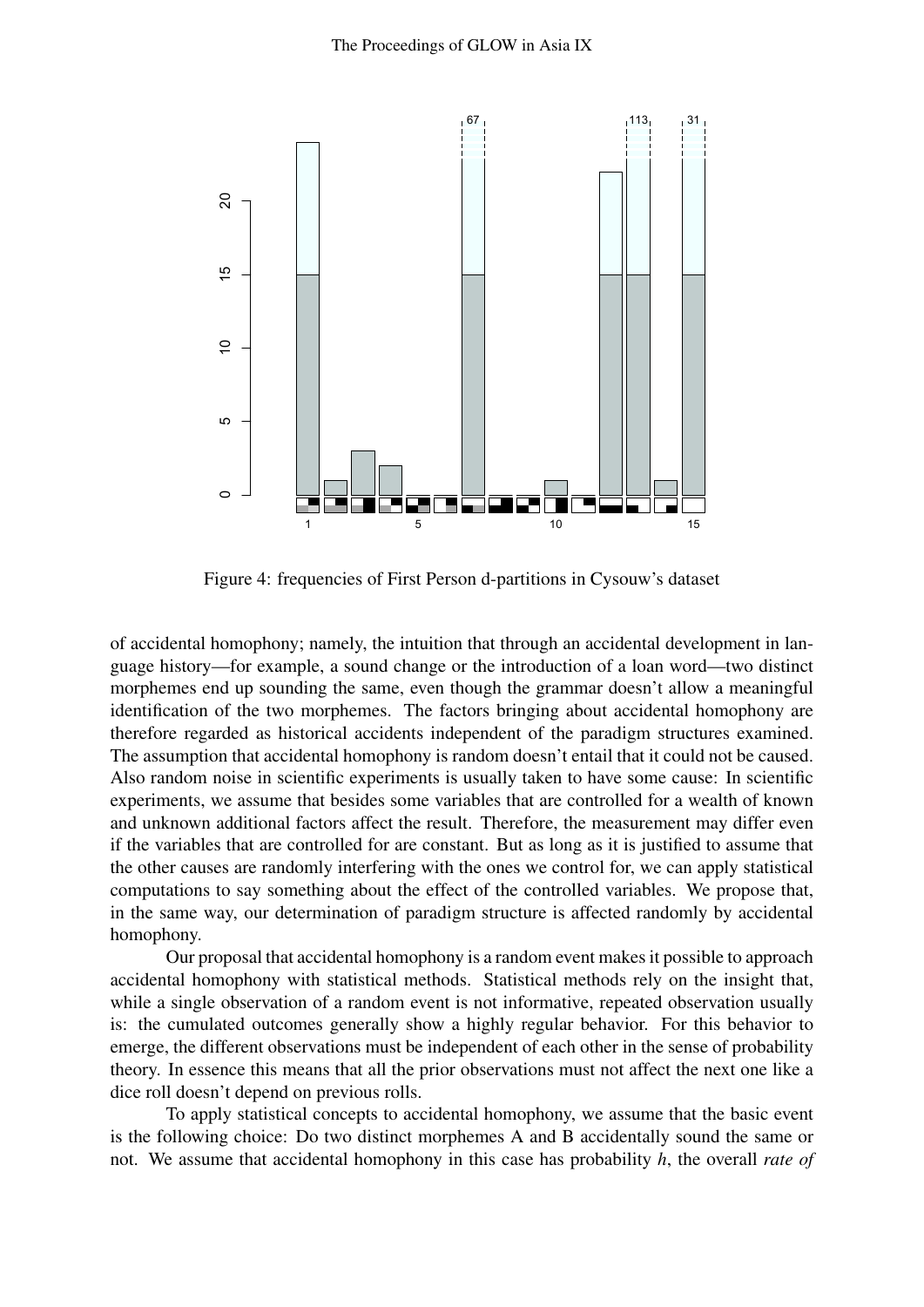67

113

31

20

15

10

5

0

1

5

10

15

Figure 4: frequencies of First Person d-partitions in Cysouw's dataset

of accidental homophony; namely, the intuition that through an accidental development in language history—for example, a sound change or the introduction of a loan word—two distinct morphemes end up sounding the same, even though the grammar doesn't allow a meaningful identification of the two morphemes. The factors bringing about accidental homophony are therefore regarded as historical accidents independent of the paradigm structures examined. The assumption that accidental homophony is random doesn't entail that it could not be caused. Also random noise in scientific experiments is usually taken to have some cause: In scientific experiments, we assume that besides some variables that are controlled for a wealth of known and unknown additional factors affect the result. Therefore, the measurement may differ even if the variables that are controlled for are constant. But as long as it is justified to assume that the other causes are randomly interfering with the ones we control for, we can apply statistical computations to say something about the effect of the controlled variables. We propose that, in the same way, our determination of paradigm structure is affected randomly by accidental homophony.

Our proposal that accidental homophony is a random event makes it possible to approach accidental homophony with statistical methods. Statistical methods rely on the insight that, while a single observation of a random event is not informative, repeated observation usually is: the cumulated outcomes generally show a highly regular behavior. For this behavior to emerge, the different observations must be independent of each other in the sense of probability theory. In essence this means that all the prior observations must not affect the next one like a dice roll doesn't depend on previous rolls.

To apply statistical concepts to accidental homophony, we assume that the basic event is the following choice: Do two distinct morphemes A and B accidentally sound the same or not. We assume that accidental homophony in this case has probability $h$, the overall *rate of*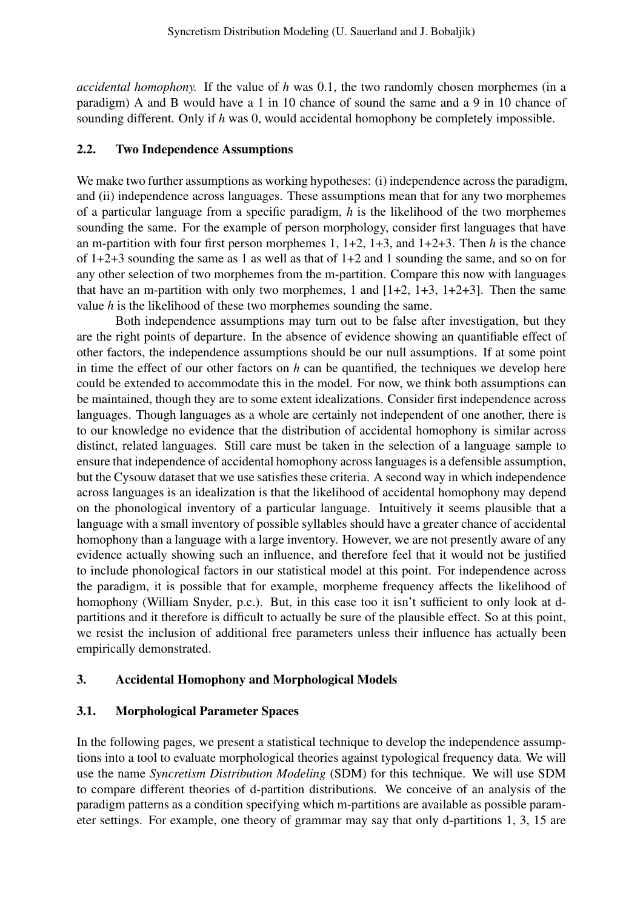*accidental homophony*. If the value of $h$ was 0.1, the two randomly chosen morphemes (in a paradigm) A and B would have a 1 in 10 chance of sound the same and a 9 in 10 chance of sounding different. Only if $h$ was 0, would accidental homophony be completely impossible.

## 2.2. Two Independence Assumptions

We make two further assumptions as working hypotheses: (i) independence across the paradigm, and (ii) independence across languages. These assumptions mean that for any two morphemes of a particular language from a specific paradigm, $h$ is the likelihood of the two morphemes sounding the same. For the example of person morphology, consider first languages that have an m-partition with four first person morphemes 1, 1+2, 1+3, and 1+2+3. Then $h$ is the chance of 1+2+3 sounding the same as 1 as well as that of 1+2 and 1 sounding the same, and so on for any other selection of two morphemes from the m-partition. Compare this now with languages that have an m-partition with only two morphemes, 1 and [1+2, 1+3, 1+2+3]. Then the same value $h$ is the likelihood of these two morphemes sounding the same.

Both independence assumptions may turn out to be false after investigation, but they are the right points of departure. In the absence of evidence showing an quantifiable effect of other factors, the independence assumptions should be our null assumptions. If at some point in time the effect of our other factors on $h$ can be quantified, the techniques we develop here could be extended to accommodate this in the model. For now, we think both assumptions can be maintained, though they are to some extent idealizations. Consider first independence across languages. Though languages as a whole are certainly not independent of one another, there is to our knowledge no evidence that the distribution of accidental homophony is similar across distinct, related languages. Still care must be taken in the selection of a language sample to ensure that independence of accidental homophony across languages is a defensible assumption, but the Cysouw dataset that we use satisfies these criteria. A second way in which independence across languages is an idealization is that the likelihood of accidental homophony may depend on the phonological inventory of a particular language. Intuitively it seems plausible that a language with a small inventory of possible syllables should have a greater chance of accidental homophony than a language with a large inventory. However, we are not presently aware of any evidence actually showing such an influence, and therefore feel that it would not be justified to include phonological factors in our statistical model at this point. For independence across the paradigm, it is possible that for example, morpheme frequency affects the likelihood of homophony (William Snyder, p.c.). But, in this case too it isn't sufficient to only look at d-partitions and it therefore is difficult to actually be sure of the plausible effect. So at this point, we resist the inclusion of additional free parameters unless their influence has actually been empirically demonstrated.

# 3. Accidental Homophony and Morphological Models

## 3.1. Morphological Parameter Spaces

In the following pages, we present a statistical technique to develop the independence assumptions into a tool to evaluate morphological theories against typological frequency data. We will use the name *Syncretism Distribution Modeling* (SDM) for this technique. We will use SDM to compare different theories of d-partition distributions. We conceive of an analysis of the paradigm patterns as a condition specifying which m-partitions are available as possible parameter settings. For example, one theory of grammar may say that only d-partitions 1, 3, 15 are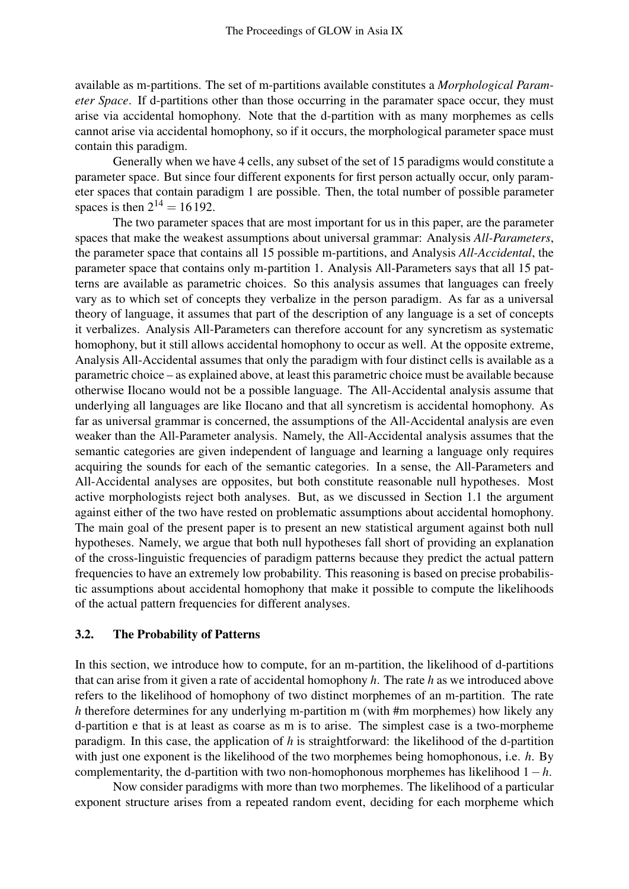available as m-partitions. The set of m-partitions available constitutes a *Morphological Parameter Space*. If d-partitions other than those occurring in the paramater space occur, they must arise via accidental homophony. Note that the d-partition with as many morphemes as cells cannot arise via accidental homophony, so if it occurs, the morphological parameter space must contain this paradigm.

Generally when we have 4 cells, any subset of the set of 15 paradigms would constitute a parameter space. But since four different exponents for first person actually occur, only parameter spaces that contain paradigm 1 are possible. Then, the total number of possible parameter spaces is then $2^{14} = 16\,192$.

The two parameter spaces that are most important for us in this paper, are the parameter spaces that make the weakest assumptions about universal grammar: Analysis *All-Parameters*, the parameter space that contains all 15 possible m-partitions, and Analysis *All-Accidental*, the parameter space that contains only m-partition 1. Analysis All-Parameters says that all 15 patterns are available as parametric choices. So this analysis assumes that languages can freely vary as to which set of concepts they verbalize in the person paradigm. As far as a universal theory of language, it assumes that part of the description of any language is a set of concepts it verbalizes. Analysis All-Parameters can therefore account for any syncretism as systematic homophony, but it still allows accidental homophony to occur as well. At the opposite extreme, Analysis All-Accidental assumes that only the paradigm with four distinct cells is available as a parametric choice – as explained above, at least this parametric choice must be available because otherwise Ilocano would not be a possible language. The All-Accidental analysis assume that underlying all languages are like Ilocano and that all syncretism is accidental homophony. As far as universal grammar is concerned, the assumptions of the All-Accidental analysis are even weaker than the All-Parameter analysis. Namely, the All-Accidental analysis assumes that the semantic categories are given independent of language and learning a language only requires acquiring the sounds for each of the semantic categories. In a sense, the All-Parameters and All-Accidental analyses are opposites, but both constitute reasonable null hypotheses. Most active morphologists reject both analyses. But, as we discussed in Section 1.1 the argument against either of the two have rested on problematic assumptions about accidental homophony. The main goal of the present paper is to present an new statistical argument against both null hypotheses. Namely, we argue that both null hypotheses fall short of providing an explanation of the cross-linguistic frequencies of paradigm patterns because they predict the actual pattern frequencies to have an extremely low probability. This reasoning is based on precise probabilistic assumptions about accidental homophony that make it possible to compute the likelihoods of the actual pattern frequencies for different analyses.

### 3.2. The Probability of Patterns

In this section, we introduce how to compute, for an m-partition, the likelihood of d-partitions that can arise from it given a rate of accidental homophony $h$. The rate $h$ as we introduced above refers to the likelihood of homophony of two distinct morphemes of an m-partition. The rate $h$ therefore determines for any underlying m-partition m (with #m morphemes) how likely any d-partition e that is at least as coarse as m is to arise. The simplest case is a two-morpheme paradigm. In this case, the application of $h$ is straightforward: the likelihood of the d-partition with just one exponent is the likelihood of the two morphemes being homophonous, i.e. $h$. By complementarity, the d-partition with two non-homophonous morphemes has likelihood $1-h$.

Now consider paradigms with more than two morphemes. The likelihood of a particular exponent structure arises from a repeated random event, deciding for each morpheme which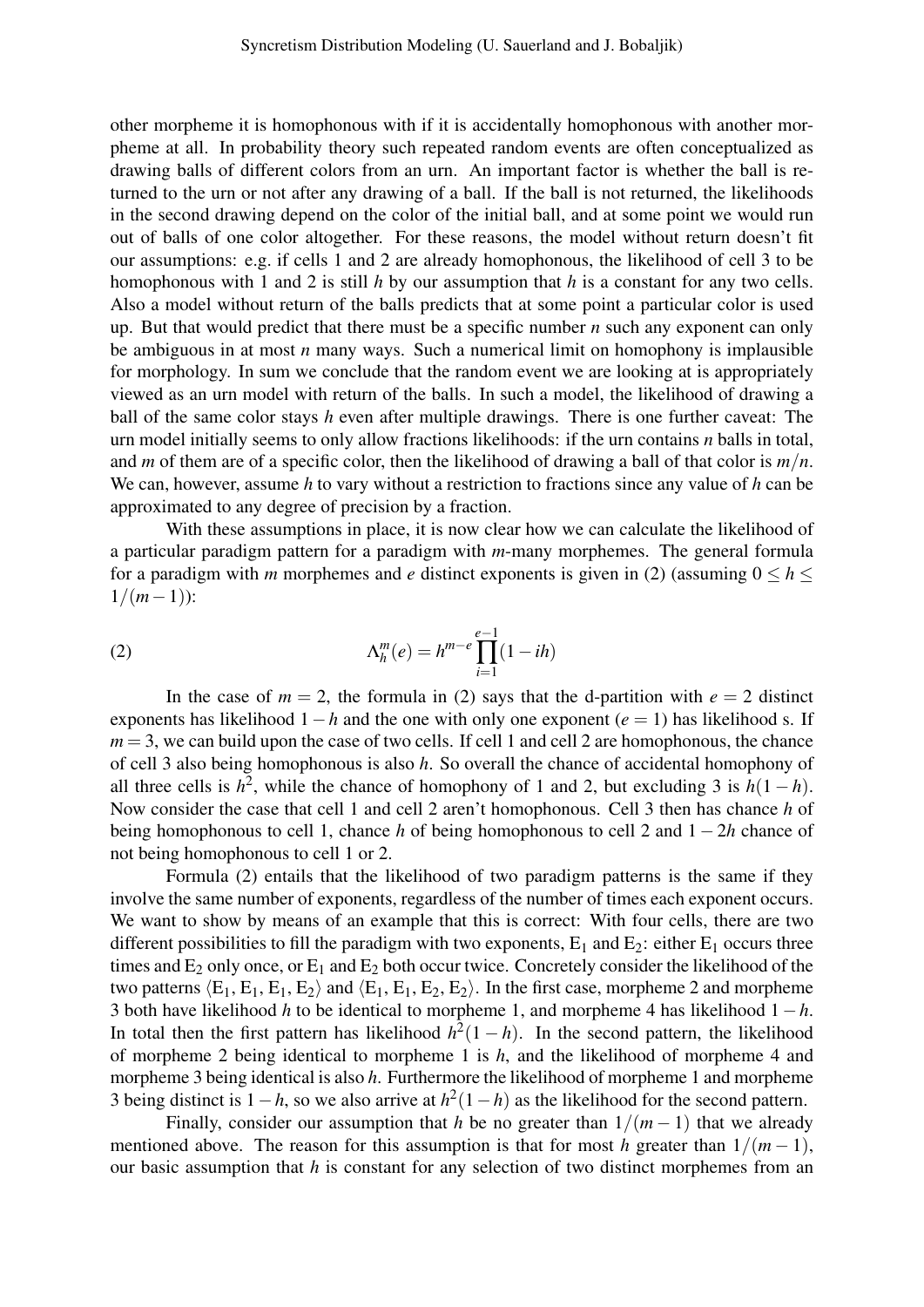other morpheme it is homophonous with if it is accidentally homophonous with another morpheme at all. In probability theory such repeated random events are often conceptualized as drawing balls of different colors from an urn. An important factor is whether the ball is returned to the urn or not after any drawing of a ball. If the ball is not returned, the likelihoods in the second drawing depend on the color of the initial ball, and at some point we would run out of balls of one color altogether. For these reasons, the model without return doesn't fit our assumptions: e.g. if cells 1 and 2 are already homophonous, the likelihood of cell 3 to be homophonous with 1 and 2 is still $h$ by our assumption that $h$ is a constant for any two cells. Also a model without return of the balls predicts that at some point a particular color is used up. But that would predict that there must be a specific number $n$ such any exponent can only be ambiguous in at most $n$ many ways. Such a numerical limit on homophony is implausible for morphology. In sum we conclude that the random event we are looking at is appropriately viewed as an urn model with return of the balls. In such a model, the likelihood of drawing a ball of the same color stays $h$ even after multiple drawings. There is one further caveat: The urn model initially seems to only allow fractions likelihoods: if the urn contains $n$ balls in total, and $m$ of them are of a specific color, then the likelihood of drawing a ball of that color is $m/n$. We can, however, assume $h$ to vary without a restriction to fractions since any value of $h$ can be approximated to any degree of precision by a fraction.

With these assumptions in place, it is now clear how we can calculate the likelihood of a particular paradigm pattern for a paradigm with $m$-many morphemes. The general formula for a paradigm with $m$ morphemes and $e$ distinct exponents is given in (2) (assuming $0 \leq h \leq 1/(m-1)$):

(2)
$$\Lambda_h^m(e) = h^{m-e} \prod_{i=1}^{e-1} (1 - ih)$$

In the case of $m = 2$, the formula in (2) says that the d-partition with $e = 2$ distinct exponents has likelihood $1 - h$ and the one with only one exponent ($e = 1$) has likelihood s. If $m = 3$, we can build upon the case of two cells. If cell 1 and cell 2 are homophonous, the chance of cell 3 also being homophonous is also $h$. So overall the chance of accidental homophony of all three cells is $h^2$, while the chance of homophony of 1 and 2, but excluding 3 is $h(1-h)$. Now consider the case that cell 1 and cell 2 aren't homophonous. Cell 3 then has chance $h$ of being homophonous to cell 1, chance $h$ of being homophonous to cell 2 and $1 - 2h$ chance of not being homophonous to cell 1 or 2.

Formula (2) entails that the likelihood of two paradigm patterns is the same if they involve the same number of exponents, regardless of the number of times each exponent occurs. We want to show by means of an example that this is correct: With four cells, there are two different possibilities to fill the paradigm with two exponents, $E_1$ and $E_2$: either $E_1$ occurs three times and $E_2$ only once, or $E_1$ and $E_2$ both occur twice. Concretely consider the likelihood of the two patterns $\langle E_1, E_1, E_1, E_2 \rangle$ and $\langle E_1, E_1, E_2, E_2 \rangle$. In the first case, morpheme 2 and morpheme 3 both have likelihood $h$ to be identical to morpheme 1, and morpheme 4 has likelihood $1 - h$. In total then the first pattern has likelihood $h^2(1-h)$. In the second pattern, the likelihood of morpheme 2 being identical to morpheme 1 is $h$, and the likelihood of morpheme 4 and morpheme 3 being identical is also $h$. Furthermore the likelihood of morpheme 1 and morpheme 3 being distinct is $1 - h$, so we also arrive at $h^2(1-h)$ as the likelihood for the second pattern.

Finally, consider our assumption that $h$ be no greater than $1/(m-1)$ that we already mentioned above. The reason for this assumption is that for most $h$ greater than $1/(m-1)$, our basic assumption that $h$ is constant for any selection of two distinct morphemes from an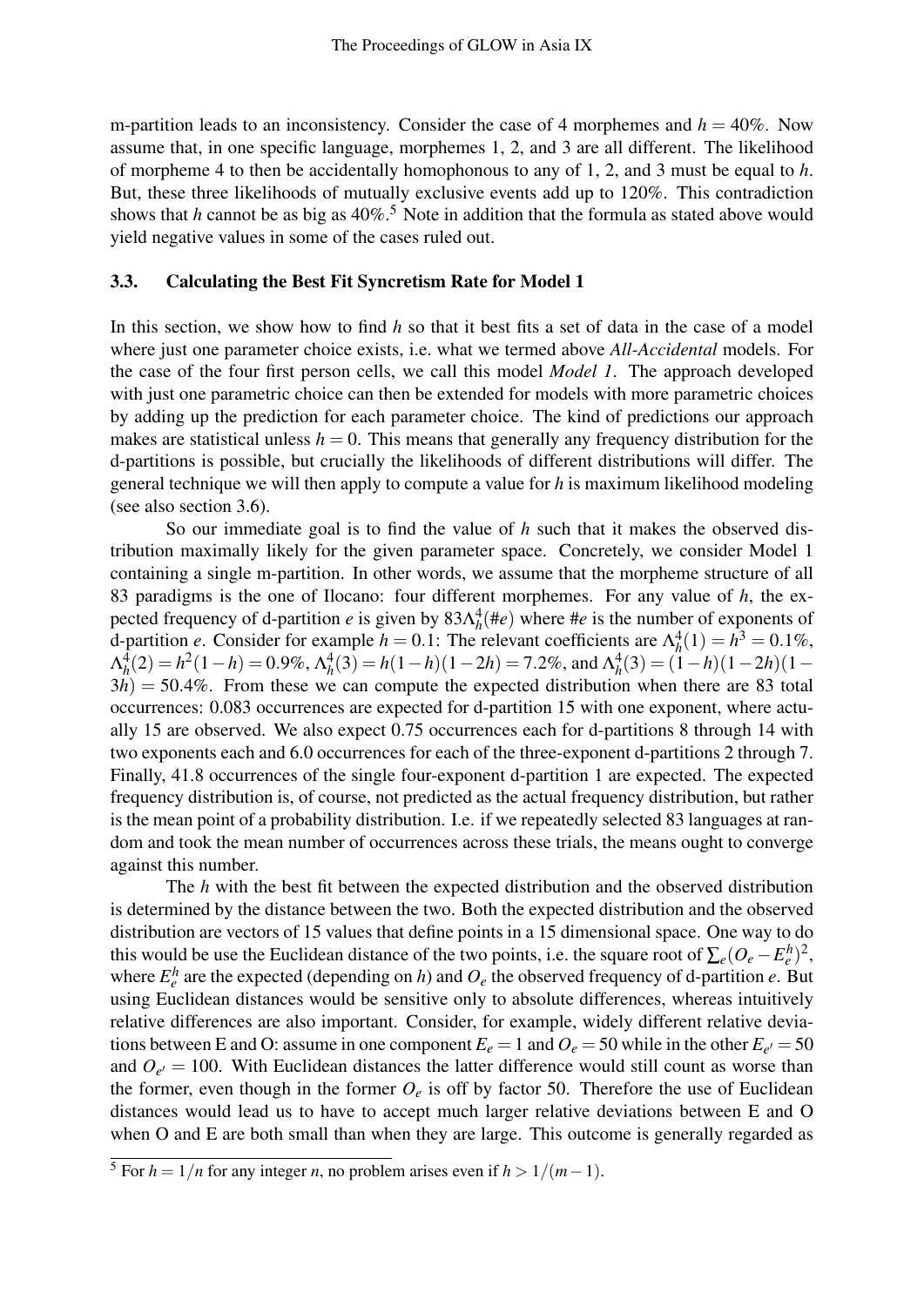m-partition leads to an inconsistency. Consider the case of 4 morphemes and $h = 40\%$. Now assume that, in one specific language, morphemes 1, 2, and 3 are all different. The likelihood of morpheme 4 to then be accidentally homophonous to any of 1, 2, and 3 must be equal to $h$. But, these three likelihoods of mutually exclusive events add up to 120%. This contradiction shows that $h$ cannot be as big as 40%.[5] Note in addition that the formula as stated above would yield negative values in some of the cases ruled out.

### 3.3. Calculating the Best Fit Syncretism Rate for Model 1

In this section, we show how to find $h$ so that it best fits a set of data in the case of a model where just one parameter choice exists, i.e. what we termed above *All-Accidental* models. For the case of the four first person cells, we call this model *Model 1*. The approach developed with just one parametric choice can then be extended for models with more parametric choices by adding up the prediction for each parameter choice. The kind of predictions our approach makes are statistical unless $h = 0$. This means that generally any frequency distribution for the d-partitions is possible, but crucially the likelihoods of different distributions will differ. The general technique we will then apply to compute a value for $h$ is maximum likelihood modeling (see also section 3.6).

So our immediate goal is to find the value of $h$ such that it makes the observed distribution maximally likely for the given parameter space. Concretely, we consider Model 1 containing a single m-partition. In other words, we assume that the morpheme structure of all 83 paradigms is the one of Ilocano: four different morphemes. For any value of $h$, the expected frequency of d-partition $e$ is given by $83\Lambda_h^4(\#e)$ where $\#e$ is the number of exponents of d-partition $e$. Consider for example $h = 0.1$: The relevant coefficients are $\Lambda_h^4(1) = h^3 = 0.1\%$, $\Lambda_h^4(2) = h^2(1-h) = 0.9\%$, $\Lambda_h^4(3) = h(1-h)(1-2h) = 7.2\%$, and $\Lambda_h^4(3) = (1-h)(1-2h)(1-3h) = 50.4\%$. From these we can compute the expected distribution when there are 83 total occurrences: 0.083 occurrences are expected for d-partition 15 with one exponent, where actually 15 are observed. We also expect 0.75 occurrences each for d-partitions 8 through 14 with two exponents each and 6.0 occurrences for each of the three-exponent d-partitions 2 through 7. Finally, 41.8 occurrences of the single four-exponent d-partition 1 are expected. The expected frequency distribution is, of course, not predicted as the actual frequency distribution, but rather is the mean point of a probability distribution. I.e. if we repeatedly selected 83 languages at random and took the mean number of occurrences across these trials, the means ought to converge against this number.

The $h$ with the best fit between the expected distribution and the observed distribution is determined by the distance between the two. Both the expected distribution and the observed distribution are vectors of 15 values that define points in a 15 dimensional space. One way to do this would be use the Euclidean distance of the two points, i.e. the square root of $\sum_e (O_e - E_e^h)^2$, where $E_e^h$ are the expected (depending on $h$) and $O_e$ the observed frequency of d-partition $e$. But using Euclidean distances would be sensitive only to absolute differences, whereas intuitively relative differences are also important. Consider, for example, widely different relative deviations between E and O: assume in one component $E_e = 1$ and $O_e = 50$ while in the other $E_{e'} = 50$ and $O_{e'} = 100$. With Euclidean distances the latter difference would still count as worse than the former, even though in the former $O_e$ is off by factor 50. Therefore the use of Euclidean distances would lead us to have to accept much larger relative deviations between E and O when O and E are both small than when they are large. This outcome is generally regarded as

[5] For $h = 1/n$ for any integer $n$, no problem arises even if $h > 1/(m-1)$.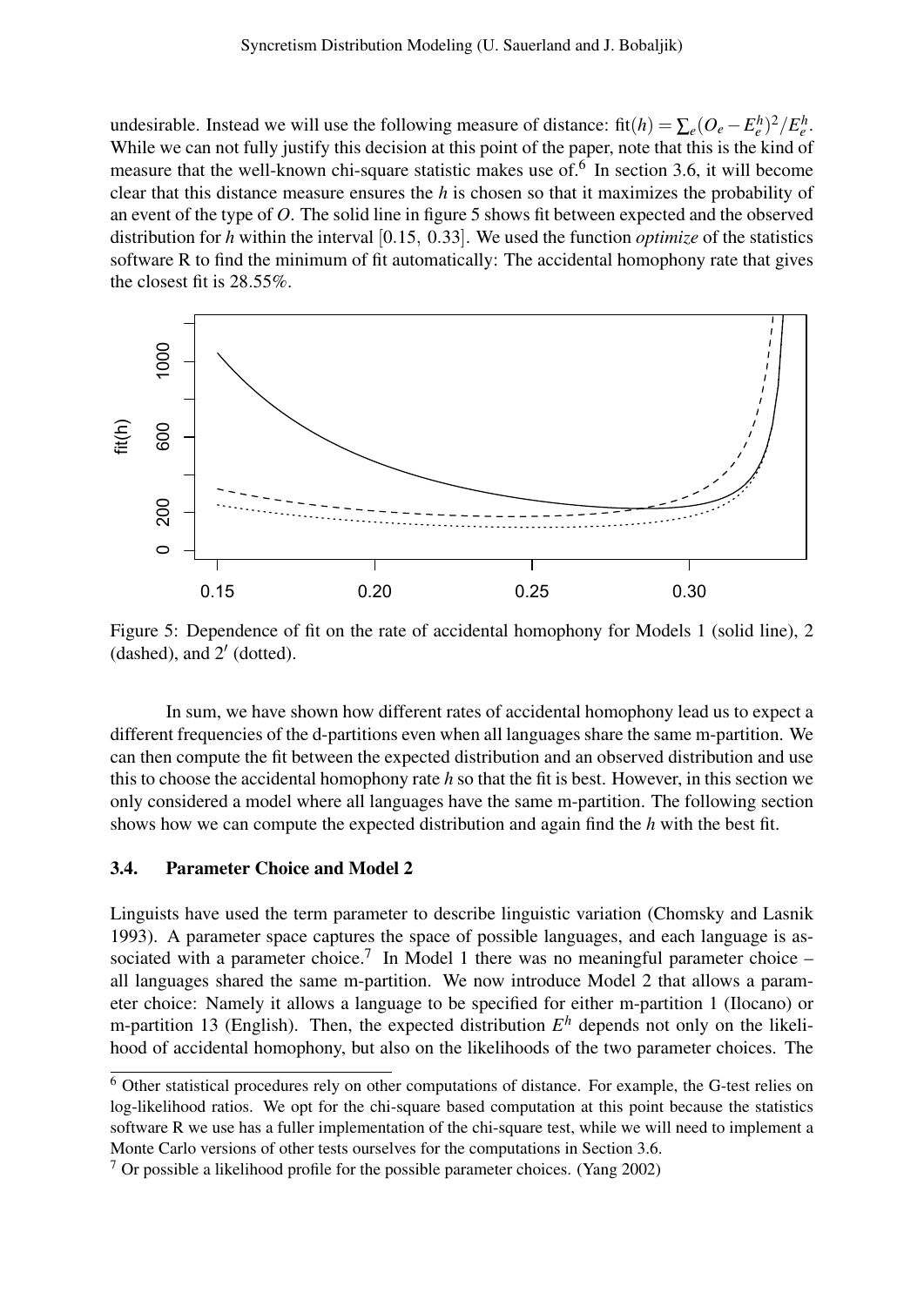undesirable. Instead we will use the following measure of distance: $\text{fit}(h) = \sum_e (O_e - E^h_e)^2 / E^h_e$. While we can not fully justify this decision at this point of the paper, note that this is the kind of measure that the well-known chi-square statistic makes use of.[6] In section 3.6, it will become clear that this distance measure ensures the $h$ is chosen so that it maximizes the probability of an event of the type of $O$. The solid line in figure 5 shows fit between expected and the observed distribution for $h$ within the interval $[0.15, 0.33]$. We used the function *optimize* of the statistics software R to find the minimum of fit automatically: The accidental homophony rate that gives the closest fit is 28.55%.

fit(h)
0
200
600
1000
0.15
0.20
0.25
0.30

Figure 5: Dependence of fit on the rate of accidental homophony for Models 1 (solid line), 2 (dashed), and 2′ (dotted).

In sum, we have shown how different rates of accidental homophony lead us to expect a different frequencies of the d-partitions even when all languages share the same m-partition. We can then compute the fit between the expected distribution and an observed distribution and use this to choose the accidental homophony rate $h$ so that the fit is best. However, in this section we only considered a model where all languages have the same m-partition. The following section shows how we can compute the expected distribution and again find the $h$ with the best fit.

### 3.4. Parameter Choice and Model 2

Linguists have used the term parameter to describe linguistic variation (Chomsky and Lasnik 1993). A parameter space captures the space of possible languages, and each language is associated with a parameter choice.[7] In Model 1 there was no meaningful parameter choice – all languages shared the same m-partition. We now introduce Model 2 that allows a parameter choice: Namely it allows a language to be specified for either m-partition 1 (Ilocano) or m-partition 13 (English). Then, the expected distribution $E^h$ depends not only on the likelihood of accidental homophony, but also on the likelihoods of the two parameter choices. The

[6] Other statistical procedures rely on other computations of distance. For example, the G-test relies on log-likelihood ratios. We opt for the chi-square based computation at this point because the statistics software R we use has a fuller implementation of the chi-square test, while we will need to implement a Monte Carlo versions of other tests ourselves for the computations in Section 3.6.

[7] Or possible a likelihood profile for the possible parameter choices. (Yang 2002)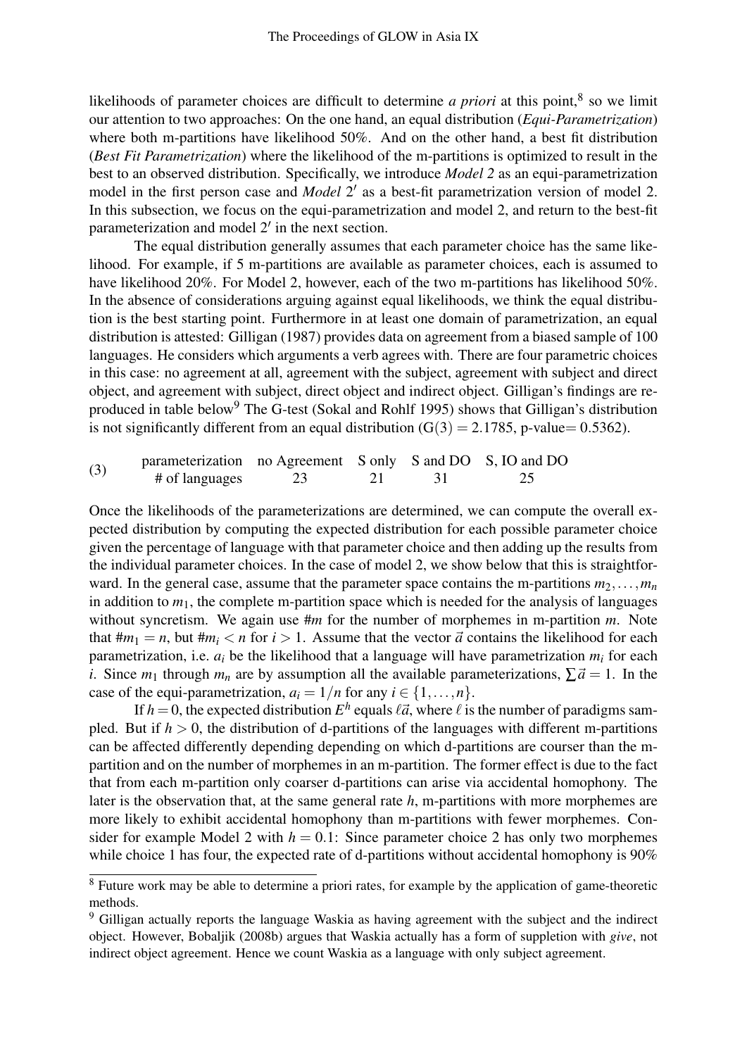likelihoods of parameter choices are difficult to determine *a priori* at this point,[8] so we limit our attention to two approaches: On the one hand, an equal distribution (*Equi-Parametrization*) where both m-partitions have likelihood 50%. And on the other hand, a best fit distribution (*Best Fit Parametrization*) where the likelihood of the m-partitions is optimized to result in the best to an observed distribution. Specifically, we introduce *Model 2* as an equi-parametrization model in the first person case and *Model* $2'$ as a best-fit parametrization version of model 2. In this subsection, we focus on the equi-parametrization and model 2, and return to the best-fit parameterization and model $2'$ in the next section.

The equal distribution generally assumes that each parameter choice has the same likelihood. For example, if 5 m-partitions are available as parameter choices, each is assumed to have likelihood 20%. For Model 2, however, each of the two m-partitions has likelihood 50%. In the absence of considerations arguing against equal likelihoods, we think the equal distribution is the best starting point. Furthermore in at least one domain of parametrization, an equal distribution is attested: Gilligan (1987) provides data on agreement from a biased sample of 100 languages. He considers which arguments a verb agrees with. There are four parametric choices in this case: no agreement at all, agreement with the subject, agreement with subject and direct object, and agreement with subject, direct object and indirect object. Gilligan's findings are reproduced in table below[9] The G-test (Sokal and Rohlf 1995) shows that Gilligan's distribution is not significantly different from an equal distribution ($G(3) = 2.1785$, p-value$= 0.5362$).

(3)

| parameterization | no Agreement | S only | S and DO | S, IO and DO |
|---|---|---|---|---|
| # of languages | 23 | 21 | 31 | 25 |

Once the likelihoods of the parameterizations are determined, we can compute the overall expected distribution by computing the expected distribution for each possible parameter choice given the percentage of language with that parameter choice and then adding up the results from the individual parameter choices. In the case of model 2, we show below that this is straightforward. In the general case, assume that the parameter space contains the m-partitions $m_2, \dots, m_n$ in addition to $m_1$, the complete m-partition space which is needed for the analysis of languages without syncretism. We again use $\#m$ for the number of morphemes in m-partition $m$. Note that $\#m_1 = n$, but $\#m_i < n$ for $i > 1$. Assume that the vector $\vec{a}$ contains the likelihood for each parametrization, i.e. $a_i$ be the likelihood that a language will have parametrization $m_i$ for each $i$. Since $m_1$ through $m_n$ are by assumption all the available parameterizations, $\sum \vec{a} = 1$. In the case of the equi-parametrization, $a_i = 1/n$ for any $i \in \{1, \dots, n\}$.

If $h = 0$, the expected distribution $E^h$ equals $\ell\vec{a}$, where $\ell$ is the number of paradigms sampled. But if $h > 0$, the distribution of d-partitions of the languages with different m-partitions can be affected differently depending depending on which d-partitions are courser than the m-partition and on the number of morphemes in an m-partition. The former effect is due to the fact that from each m-partition only coarser d-partitions can arise via accidental homophony. The later is the observation that, at the same general rate $h$, m-partitions with more morphemes are more likely to exhibit accidental homophony than m-partitions with fewer morphemes. Consider for example Model 2 with $h = 0.1$: Since parameter choice 2 has only two morphemes while choice 1 has four, the expected rate of d-partitions without accidental homophony is 90%

[8] Future work may be able to determine a priori rates, for example by the application of game-theoretic methods.

[9] Gilligan actually reports the language Waskia as having agreement with the subject and the indirect object. However, Bobaljik (2008b) argues that Waskia actually has a form of suppletion with *give*, not indirect object agreement. Hence we count Waskia as a language with only subject agreement.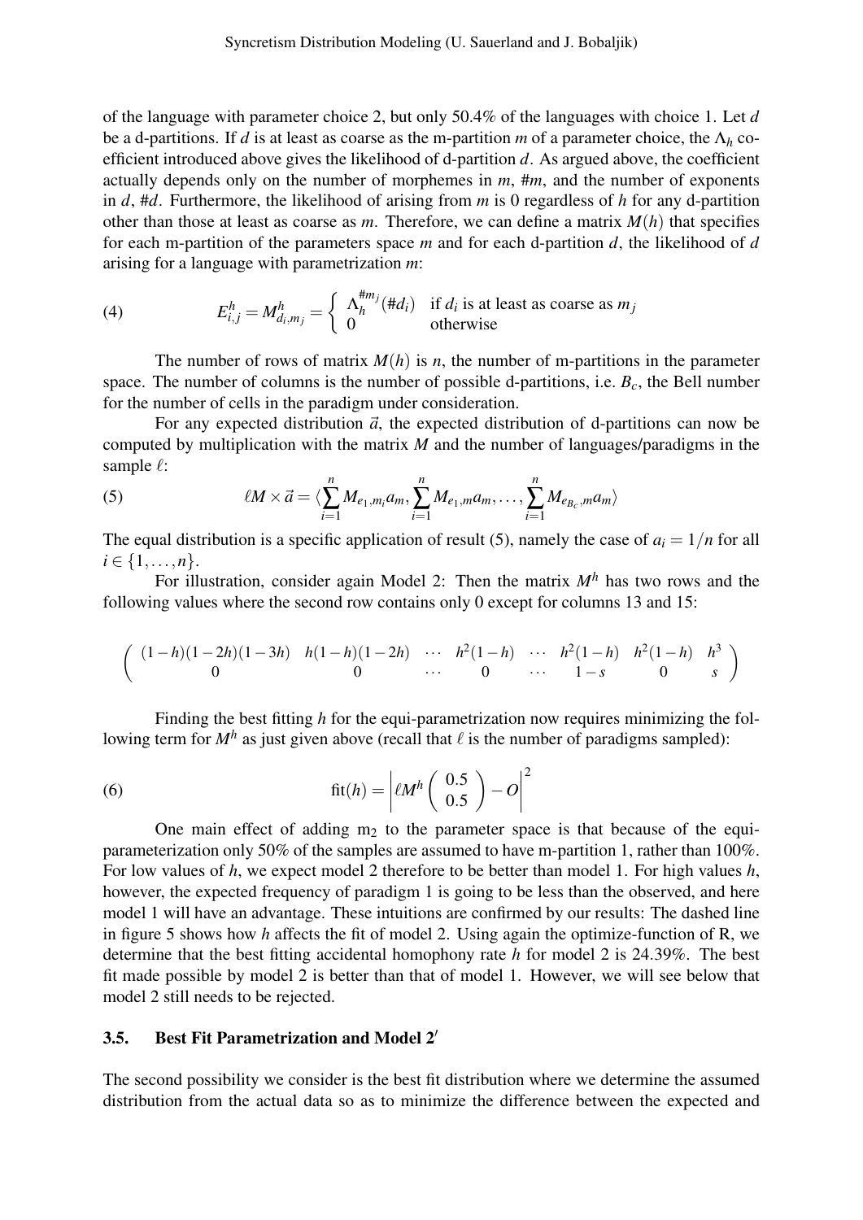of the language with parameter choice 2, but only 50.4% of the languages with choice 1. Let $d$ be a d-partitions. If $d$ is at least as coarse as the m-partition $m$ of a parameter choice, the $\Lambda_h$ coefficient introduced above gives the likelihood of d-partition $d$. As argued above, the coefficient actually depends only on the number of morphemes in $m$, $\#m$, and the number of exponents in $d$, $\#d$. Furthermore, the likelihood of arising from $m$ is 0 regardless of $h$ for any d-partition other than those at least as coarse as $m$. Therefore, we can define a matrix $M(h)$ that specifies for each m-partition of the parameters space $m$ and for each d-partition $d$, the likelihood of $d$ arising for a language with parametrization $m$:

$$E^h_{i,j} = M^h_{d_i,m_j} = \begin{cases} \Lambda_h^{\#m_j}(\#d_i) & \text{if } d_i \text{ is at least as coarse as } m_j \\ 0 & \text{otherwise} \end{cases} \tag{4}$$

The number of rows of matrix $M(h)$ is $n$, the number of m-partitions in the parameter space. The number of columns is the number of possible d-partitions, i.e. $B_c$, the Bell number for the number of cells in the paradigm under consideration.

For any expected distribution $\vec{a}$, the expected distribution of d-partitions can now be computed by multiplication with the matrix $M$ and the number of languages/paradigms in the sample $\ell$:

$$\ell M \times \vec{a} = \langle \sum_{i=1}^{n} M_{e_1,m_i} a_m, \sum_{i=1}^{n} M_{e_1,m} a_m, \ldots, \sum_{i=1}^{n} M_{e_{B_c},m} a_m \rangle \tag{5}$$

The equal distribution is a specific application of result (5), namely the case of $a_i = 1/n$ for all $i \in \{1, \ldots, n\}$.

For illustration, consider again Model 2: Then the matrix $M^h$ has two rows and the following values where the second row contains only 0 except for columns 13 and 15:

$$\begin{pmatrix} (1-h)(1-2h)(1-3h) & h(1-h)(1-2h) & \cdots & h^2(1-h) & \cdots & h^2(1-h) & h^2(1-h) & h^3 \\ 0 & 0 & \cdots & 0 & \cdots & 1-s & 0 & s \end{pmatrix}$$

Finding the best fitting $h$ for the equi-parametrization now requires minimizing the following term for $M^h$ as just given above (recall that $\ell$ is the number of paradigms sampled):

$$\text{fit}(h) = \left| \ell M^h \begin{pmatrix} 0.5 \\ 0.5 \end{pmatrix} - O \right|^2 \tag{6}$$

One main effect of adding $m_2$ to the parameter space is that because of the equi-parameterization only 50% of the samples are assumed to have m-partition 1, rather than 100%. For low values of $h$, we expect model 2 therefore to be better than model 1. For high values $h$, however, the expected frequency of paradigm 1 is going to be less than the observed, and here model 1 will have an advantage. These intuitions are confirmed by our results: The dashed line in figure 5 shows how $h$ affects the fit of model 2. Using again the optimize-function of R, we determine that the best fitting accidental homophony rate $h$ for model 2 is 24.39%. The best fit made possible by model 2 is better than that of model 1. However, we will see below that model 2 still needs to be rejected.

### 3.5. Best Fit Parametrization and Model 2′

The second possibility we consider is the best fit distribution where we determine the assumed distribution from the actual data so as to minimize the difference between the expected and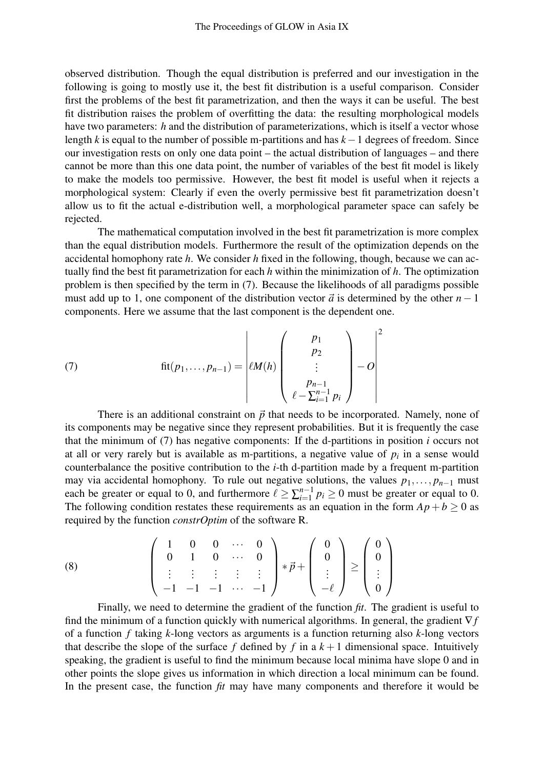observed distribution. Though the equal distribution is preferred and our investigation in the following is going to mostly use it, the best fit distribution is a useful comparison. Consider first the problems of the best fit parametrization, and then the ways it can be useful. The best fit distribution raises the problem of overfitting the data: the resulting morphological models have two parameters: $h$ and the distribution of parameterizations, which is itself a vector whose length $k$ is equal to the number of possible m-partitions and has $k-1$ degrees of freedom. Since our investigation rests on only one data point – the actual distribution of languages – and there cannot be more than this one data point, the number of variables of the best fit model is likely to make the models too permissive. However, the best fit model is useful when it rejects a morphological system: Clearly if even the overly permissive best fit parametrization doesn't allow us to fit the actual e-distribution well, a morphological parameter space can safely be rejected.

The mathematical computation involved in the best fit parametrization is more complex than the equal distribution models. Furthermore the result of the optimization depends on the accidental homophony rate $h$. We consider $h$ fixed in the following, though, because we can actually find the best fit parametrization for each $h$ within the minimization of $h$. The optimization problem is then specified by the term in (7). Because the likelihoods of all paradigms possible must add up to 1, one component of the distribution vector $\vec{a}$ is determined by the other $n-1$ components. Here we assume that the last component is the dependent one.

(7)
$$\text{fit}(p_1, \ldots, p_{n-1}) = \left| \ell M(h) \begin{pmatrix} p_1 \\ p_2 \\ \vdots \\ p_{n-1} \\ \ell - \sum_{i=1}^{n-1} p_i \end{pmatrix} - O \right|^2$$

There is an additional constraint on $\vec{p}$ that needs to be incorporated. Namely, none of its components may be negative since they represent probabilities. But it is frequently the case that the minimum of (7) has negative components: If the d-partitions in position $i$ occurs not at all or very rarely but is available as m-partitions, a negative value of $p_i$ in a sense would counterbalance the positive contribution to the $i$-th d-partition made by a frequent m-partition may via accidental homophony. To rule out negative solutions, the values $p_1, \ldots, p_{n-1}$ must each be greater or equal to 0, and furthermore $\ell \geq \sum_{i=1}^{n-1} p_i \geq 0$ must be greater or equal to 0. The following condition restates these requirements as an equation in the form $Ap + b \geq 0$ as required by the function *constrOptim* of the software R.

(8)
$$\begin{pmatrix} 1 & 0 & 0 & \cdots & 0 \\ 0 & 1 & 0 & \cdots & 0 \\ \vdots & \vdots & \vdots & \vdots & \vdots \\ -1 & -1 & -1 & \cdots & -1 \end{pmatrix} * \vec{p} + \begin{pmatrix} 0 \\ 0 \\ \vdots \\ -\ell \end{pmatrix} \geq \begin{pmatrix} 0 \\ 0 \\ \vdots \\ 0 \end{pmatrix}$$

Finally, we need to determine the gradient of the function *fit*. The gradient is useful to find the minimum of a function quickly with numerical algorithms. In general, the gradient $\nabla f$ of a function $f$ taking $k$-long vectors as arguments is a function returning also $k$-long vectors that describe the slope of the surface $f$ defined by $f$ in a $k+1$ dimensional space. Intuitively speaking, the gradient is useful to find the minimum because local minima have slope 0 and in other points the slope gives us information in which direction a local minimum can be found. In the present case, the function *fit* may have many components and therefore it would be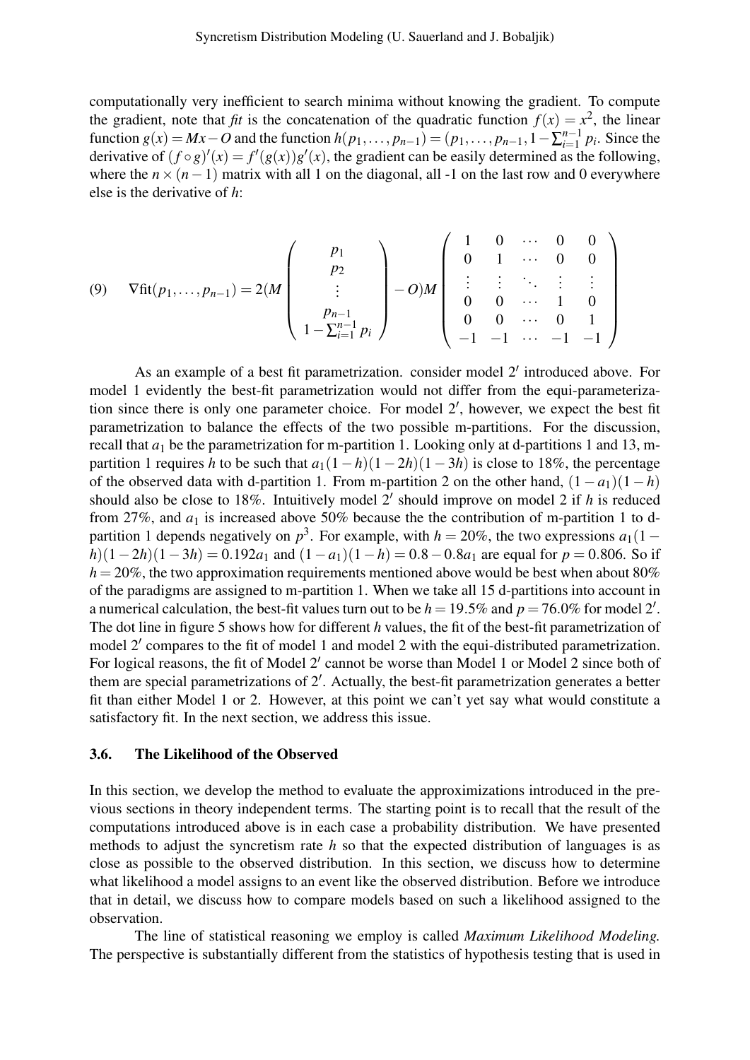computationally very inefficient to search minima without knowing the gradient. To compute the gradient, note that *fit* is the concatenation of the quadratic function $f(x) = x^2$, the linear function $g(x) = Mx - O$ and the function $h(p_1, \ldots, p_{n-1}) = (p_1, \ldots, p_{n-1}, 1 - \sum_{i=1}^{n-1} p_i$. Since the derivative of $(f \circ g)'(x) = f'(g(x))g'(x)$, the gradient can be easily determined as the following, where the $n \times (n-1)$ matrix with all 1 on the diagonal, all -1 on the last row and 0 everywhere else is the derivative of $h$:

$$
(9) \qquad \nabla \text{fit}(p_1, \ldots, p_{n-1}) = 2(M \begin{pmatrix} p_1 \\ p_2 \\ \vdots \\ p_{n-1} \\ 1 - \sum_{i=1}^{n-1} p_i \end{pmatrix} - O)M \begin{pmatrix} 1 & 0 & \cdots & 0 & 0 \\ 0 & 1 & \cdots & 0 & 0 \\ \vdots & \vdots & \ddots & \vdots & \vdots \\ 0 & 0 & \cdots & 1 & 0 \\ 0 & 0 & \cdots & 0 & 1 \\ -1 & -1 & \cdots & -1 & -1 \end{pmatrix}
$$

As an example of a best fit parametrization. consider model $2'$ introduced above. For model 1 evidently the best-fit parametrization would not differ from the equi-parameterization since there is only one parameter choice. For model $2'$, however, we expect the best fit parametrization to balance the effects of the two possible m-partitions. For the discussion, recall that $a_1$ be the parametrization for m-partition 1. Looking only at d-partitions 1 and 13, m-partition 1 requires $h$ to be such that $a_1(1-h)(1-2h)(1-3h)$ is close to 18%, the percentage of the observed data with d-partition 1. From m-partition 2 on the other hand, $(1-a_1)(1-h)$ should also be close to 18%. Intuitively model $2'$ should improve on model 2 if $h$ is reduced from 27%, and $a_1$ is increased above 50% because the the contribution of m-partition 1 to d-partition 1 depends negatively on $p^3$. For example, with $h = 20\%$, the two expressions $a_1(1-h)(1-2h)(1-3h) = 0.192a_1$ and $(1-a_1)(1-h) = 0.8 - 0.8a_1$ are equal for $p = 0.806$. So if $h = 20\%$, the two approximation requirements mentioned above would be best when about 80% of the paradigms are assigned to m-partition 1. When we take all 15 d-partitions into account in a numerical calculation, the best-fit values turn out to be $h = 19.5\%$ and $p = 76.0\%$ for model $2'$. The dot line in figure 5 shows how for different $h$ values, the fit of the best-fit parametrization of model $2'$ compares to the fit of model 1 and model 2 with the equi-distributed parametrization. For logical reasons, the fit of Model $2'$ cannot be worse than Model 1 or Model 2 since both of them are special parametrizations of $2'$. Actually, the best-fit parametrization generates a better fit than either Model 1 or 2. However, at this point we can't yet say what would constitute a satisfactory fit. In the next section, we address this issue.

### 3.6. The Likelihood of the Observed

In this section, we develop the method to evaluate the approximizations introduced in the previous sections in theory independent terms. The starting point is to recall that the result of the computations introduced above is in each case a probability distribution. We have presented methods to adjust the syncretism rate $h$ so that the expected distribution of languages is as close as possible to the observed distribution. In this section, we discuss how to determine what likelihood a model assigns to an event like the observed distribution. Before we introduce that in detail, we discuss how to compare models based on such a likelihood assigned to the observation.

The line of statistical reasoning we employ is called *Maximum Likelihood Modeling.* The perspective is substantially different from the statistics of hypothesis testing that is used in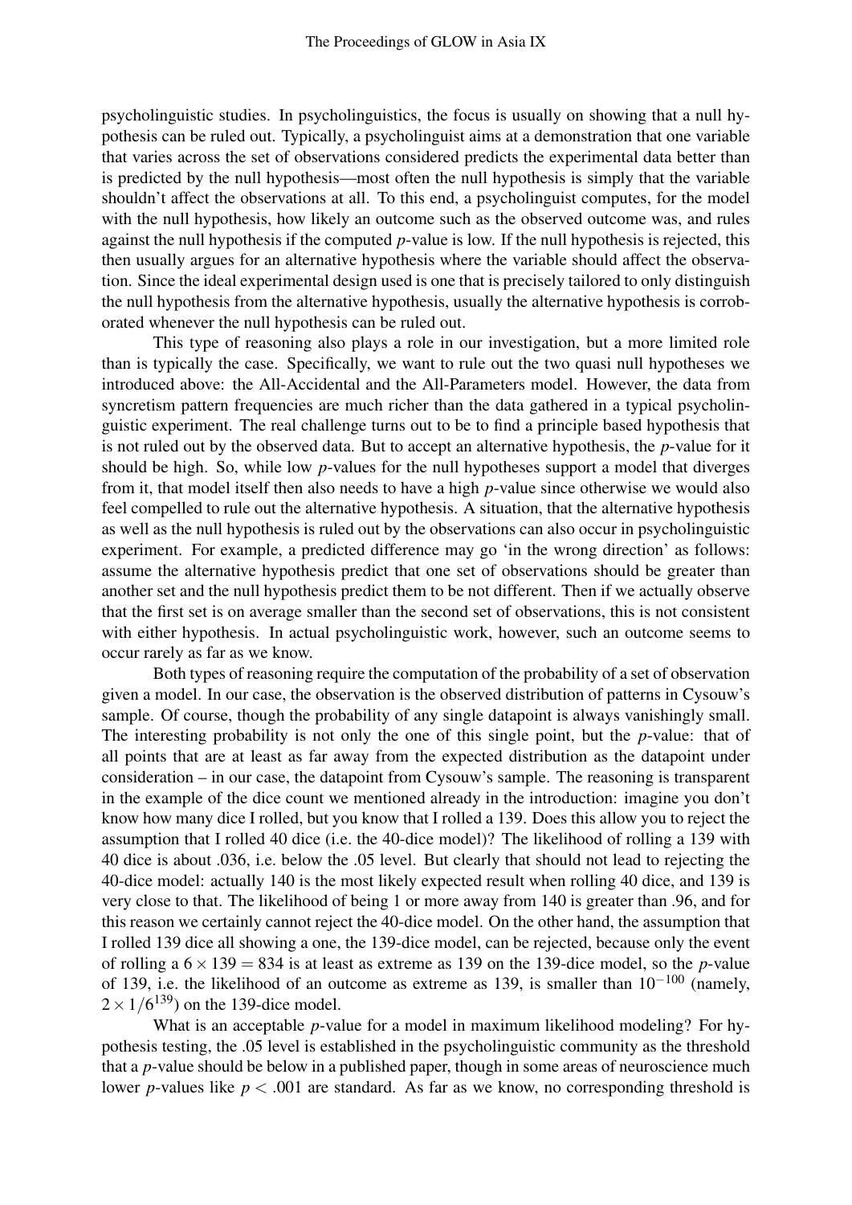psycholinguistic studies. In psycholinguistics, the focus is usually on showing that a null hypothesis can be ruled out. Typically, a psycholinguist aims at a demonstration that one variable that varies across the set of observations considered predicts the experimental data better than is predicted by the null hypothesis—most often the null hypothesis is simply that the variable shouldn't affect the observations at all. To this end, a psycholinguist computes, for the model with the null hypothesis, how likely an outcome such as the observed outcome was, and rules against the null hypothesis if the computed *p*-value is low. If the null hypothesis is rejected, this then usually argues for an alternative hypothesis where the variable should affect the observation. Since the ideal experimental design used is one that is precisely tailored to only distinguish the null hypothesis from the alternative hypothesis, usually the alternative hypothesis is corroborated whenever the null hypothesis can be ruled out.

This type of reasoning also plays a role in our investigation, but a more limited role than is typically the case. Specifically, we want to rule out the two quasi null hypotheses we introduced above: the All-Accidental and the All-Parameters model. However, the data from syncretism pattern frequencies are much richer than the data gathered in a typical psycholinguistic experiment. The real challenge turns out to be to find a principle based hypothesis that is not ruled out by the observed data. But to accept an alternative hypothesis, the *p*-value for it should be high. So, while low *p*-values for the null hypotheses support a model that diverges from it, that model itself then also needs to have a high *p*-value since otherwise we would also feel compelled to rule out the alternative hypothesis. A situation, that the alternative hypothesis as well as the null hypothesis is ruled out by the observations can also occur in psycholinguistic experiment. For example, a predicted difference may go 'in the wrong direction' as follows: assume the alternative hypothesis predict that one set of observations should be greater than another set and the null hypothesis predict them to be not different. Then if we actually observe that the first set is on average smaller than the second set of observations, this is not consistent with either hypothesis. In actual psycholinguistic work, however, such an outcome seems to occur rarely as far as we know.

Both types of reasoning require the computation of the probability of a set of observation given a model. In our case, the observation is the observed distribution of patterns in Cysouw's sample. Of course, though the probability of any single datapoint is always vanishingly small. The interesting probability is not only the one of this single point, but the *p*-value: that of all points that are at least as far away from the expected distribution as the datapoint under consideration – in our case, the datapoint from Cysouw's sample. The reasoning is transparent in the example of the dice count we mentioned already in the introduction: imagine you don't know how many dice I rolled, but you know that I rolled a 139. Does this allow you to reject the assumption that I rolled 40 dice (i.e. the 40-dice model)? The likelihood of rolling a 139 with 40 dice is about .036, i.e. below the .05 level. But clearly that should not lead to rejecting the 40-dice model: actually 140 is the most likely expected result when rolling 40 dice, and 139 is very close to that. The likelihood of being 1 or more away from 140 is greater than .96, and for this reason we certainly cannot reject the 40-dice model. On the other hand, the assumption that I rolled 139 dice all showing a one, the 139-dice model, can be rejected, because only the event of rolling a $6 \times 139 = 834$ is at least as extreme as 139 on the 139-dice model, so the *p*-value of 139, i.e. the likelihood of an outcome as extreme as 139, is smaller than $10^{-100}$ (namely, $2 \times 1/6^{139}$) on the 139-dice model.

What is an acceptable *p*-value for a model in maximum likelihood modeling? For hypothesis testing, the .05 level is established in the psycholinguistic community as the threshold that a *p*-value should be below in a published paper, though in some areas of neuroscience much lower *p*-values like $p < .001$ are standard. As far as we know, no corresponding threshold is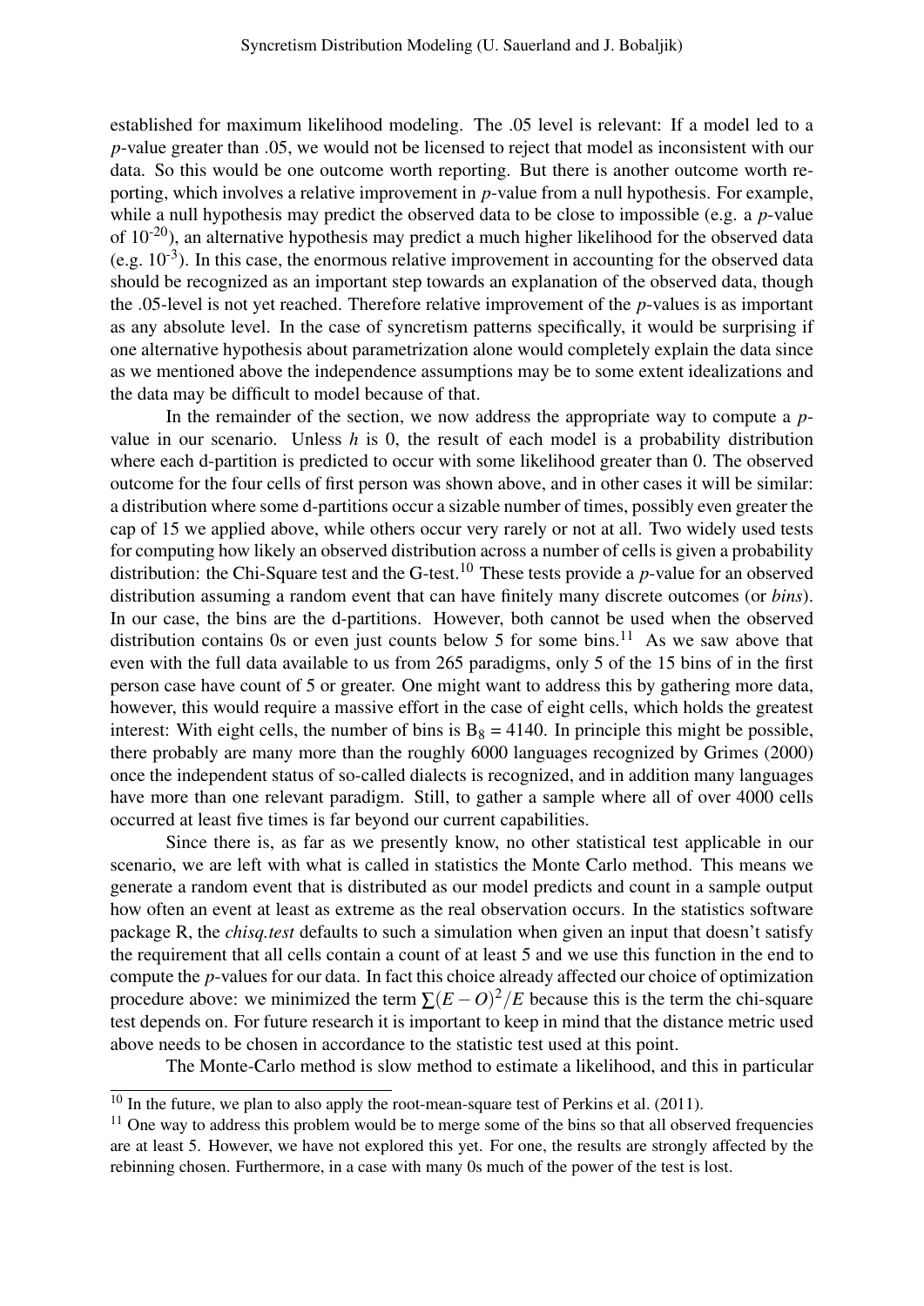established for maximum likelihood modeling. The .05 level is relevant: If a model led to a $p$-value greater than .05, we would not be licensed to reject that model as inconsistent with our data. So this would be one outcome worth reporting. But there is another outcome worth reporting, which involves a relative improvement in $p$-value from a null hypothesis. For example, while a null hypothesis may predict the observed data to be close to impossible (e.g. a $p$-value of $10^{-20}$), an alternative hypothesis may predict a much higher likelihood for the observed data (e.g. $10^{-3}$). In this case, the enormous relative improvement in accounting for the observed data should be recognized as an important step towards an explanation of the observed data, though the .05-level is not yet reached. Therefore relative improvement of the $p$-values is as important as any absolute level. In the case of syncretism patterns specifically, it would be surprising if one alternative hypothesis about parametrization alone would completely explain the data since as we mentioned above the independence assumptions may be to some extent idealizations and the data may be difficult to model because of that.

In the remainder of the section, we now address the appropriate way to compute a $p$-value in our scenario. Unless $h$ is 0, the result of each model is a probability distribution where each d-partition is predicted to occur with some likelihood greater than 0. The observed outcome for the four cells of first person was shown above, and in other cases it will be similar: a distribution where some d-partitions occur a sizable number of times, possibly even greater the cap of 15 we applied above, while others occur very rarely or not at all. Two widely used tests for computing how likely an observed distribution across a number of cells is given a probability distribution: the Chi-Square test and the G-test.[10] These tests provide a $p$-value for an observed distribution assuming a random event that can have finitely many discrete outcomes (or *bins*). In our case, the bins are the d-partitions. However, both cannot be used when the observed distribution contains 0s or even just counts below 5 for some bins.[11] As we saw above that even with the full data available to us from 265 paradigms, only 5 of the 15 bins of in the first person case have count of 5 or greater. One might want to address this by gathering more data, however, this would require a massive effort in the case of eight cells, which holds the greatest interest: With eight cells, the number of bins is $B_8 = 4140$. In principle this might be possible, there probably are many more than the roughly 6000 languages recognized by Grimes (2000) once the independent status of so-called dialects is recognized, and in addition many languages have more than one relevant paradigm. Still, to gather a sample where all of over 4000 cells occurred at least five times is far beyond our current capabilities.

Since there is, as far as we presently know, no other statistical test applicable in our scenario, we are left with what is called in statistics the Monte Carlo method. This means we generate a random event that is distributed as our model predicts and count in a sample output how often an event at least as extreme as the real observation occurs. In the statistics software package R, the *chisq.test* defaults to such a simulation when given an input that doesn't satisfy the requirement that all cells contain a count of at least 5 and we use this function in the end to compute the $p$-values for our data. In fact this choice already affected our choice of optimization procedure above: we minimized the term $\sum(E-O)^2/E$ because this is the term the chi-square test depends on. For future research it is important to keep in mind that the distance metric used above needs to be chosen in accordance to the statistic test used at this point.

The Monte-Carlo method is slow method to estimate a likelihood, and this in particular

[10] In the future, we plan to also apply the root-mean-square test of Perkins et al. (2011).

[11] One way to address this problem would be to merge some of the bins so that all observed frequencies are at least 5. However, we have not explored this yet. For one, the results are strongly affected by the rebinning chosen. Furthermore, in a case with many 0s much of the power of the test is lost.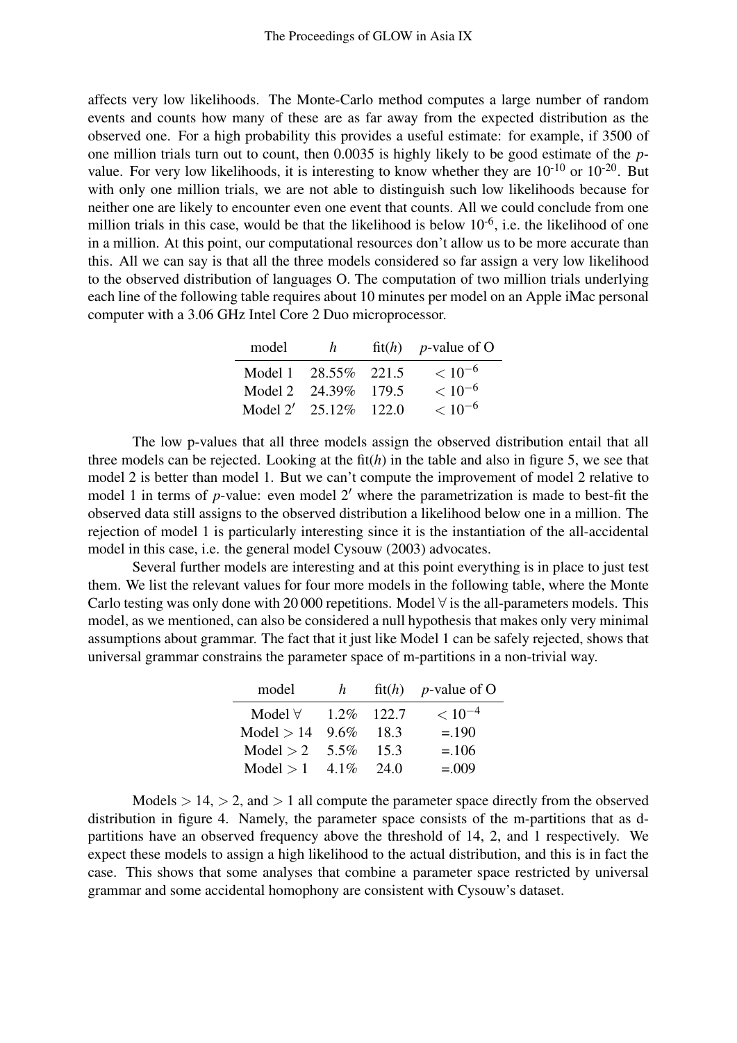affects very low likelihoods. The Monte-Carlo method computes a large number of random events and counts how many of these are as far away from the expected distribution as the observed one. For a high probability this provides a useful estimate: for example, if 3500 of one million trials turn out to count, then 0.0035 is highly likely to be good estimate of the *p*-value. For very low likelihoods, it is interesting to know whether they are $10^{-10}$ or $10^{-20}$. But with only one million trials, we are not able to distinguish such low likelihoods because for neither one are likely to encounter even one event that counts. All we could conclude from one million trials in this case, would be that the likelihood is below $10^{-6}$, i.e. the likelihood of one in a million. At this point, our computational resources don't allow us to be more accurate than this. All we can say is that all the three models considered so far assign a very low likelihood to the observed distribution of languages O. The computation of two million trials underlying each line of the following table requires about 10 minutes per model on an Apple iMac personal computer with a 3.06 GHz Intel Core 2 Duo microprocessor.

| model | $h$ | fit($h$) | $p$-value of O |
|---|---|---|---|
| Model 1 | 28.55% | 221.5 | $< 10^{-6}$ |
| Model 2 | 24.39% | 179.5 | $< 10^{-6}$ |
| Model 2′ | 25.12% | 122.0 | $< 10^{-6}$ |

The low p-values that all three models assign the observed distribution entail that all three models can be rejected. Looking at the fit($h$) in the table and also in figure 5, we see that model 2 is better than model 1. But we can't compute the improvement of model 2 relative to model 1 in terms of *p*-value: even model 2′ where the parametrization is made to best-fit the observed data still assigns to the observed distribution a likelihood below one in a million. The rejection of model 1 is particularly interesting since it is the instantiation of the all-accidental model in this case, i.e. the general model Cysouw (2003) advocates.

Several further models are interesting and at this point everything is in place to just test them. We list the relevant values for four more models in the following table, where the Monte Carlo testing was only done with 20 000 repetitions. Model $\forall$ is the all-parameters models. This model, as we mentioned, can also be considered a null hypothesis that makes only very minimal assumptions about grammar. The fact that it just like Model 1 can be safely rejected, shows that universal grammar constrains the parameter space of m-partitions in a non-trivial way.

| model | $h$ | fit($h$) | $p$-value of O |
|---|---|---|---|
| Model $\forall$ | 1.2% | 122.7 | $< 10^{-4}$ |
| Model $> 14$ | 9.6% | 18.3 | =.190 |
| Model $> 2$ | 5.5% | 15.3 | =.106 |
| Model $> 1$ | 4.1% | 24.0 | =.009 |

Models $> 14$, $> 2$, and $> 1$ all compute the parameter space directly from the observed distribution in figure 4. Namely, the parameter space consists of the m-partitions that as d-partitions have an observed frequency above the threshold of 14, 2, and 1 respectively. We expect these models to assign a high likelihood to the actual distribution, and this is in fact the case. This shows that some analyses that combine a parameter space restricted by universal grammar and some accidental homophony are consistent with Cysouw's dataset.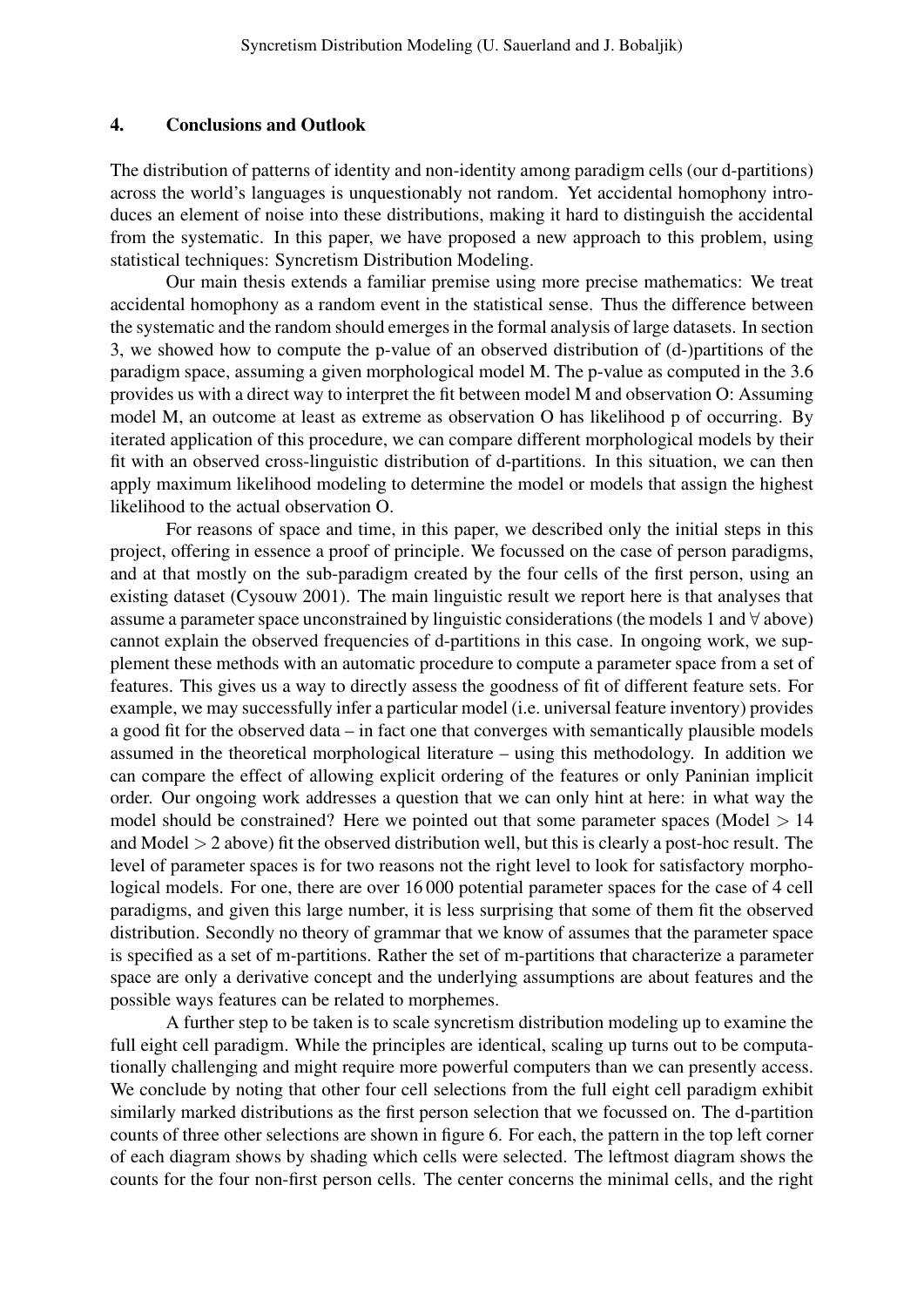## 4. Conclusions and Outlook

The distribution of patterns of identity and non-identity among paradigm cells (our d-partitions) across the world's languages is unquestionably not random. Yet accidental homophony introduces an element of noise into these distributions, making it hard to distinguish the accidental from the systematic. In this paper, we have proposed a new approach to this problem, using statistical techniques: Syncretism Distribution Modeling.

Our main thesis extends a familiar premise using more precise mathematics: We treat accidental homophony as a random event in the statistical sense. Thus the difference between the systematic and the random should emerges in the formal analysis of large datasets. In section 3, we showed how to compute the p-value of an observed distribution of (d-)partitions of the paradigm space, assuming a given morphological model M. The p-value as computed in the 3.6 provides us with a direct way to interpret the fit between model M and observation O: Assuming model M, an outcome at least as extreme as observation O has likelihood p of occurring. By iterated application of this procedure, we can compare different morphological models by their fit with an observed cross-linguistic distribution of d-partitions. In this situation, we can then apply maximum likelihood modeling to determine the model or models that assign the highest likelihood to the actual observation O.

For reasons of space and time, in this paper, we described only the initial steps in this project, offering in essence a proof of principle. We focussed on the case of person paradigms, and at that mostly on the sub-paradigm created by the four cells of the first person, using an existing dataset (Cysouw 2001). The main linguistic result we report here is that analyses that assume a parameter space unconstrained by linguistic considerations (the models 1 and $\forall$ above) cannot explain the observed frequencies of d-partitions in this case. In ongoing work, we supplement these methods with an automatic procedure to compute a parameter space from a set of features. This gives us a way to directly assess the goodness of fit of different feature sets. For example, we may successfully infer a particular model (i.e. universal feature inventory) provides a good fit for the observed data – in fact one that converges with semantically plausible models assumed in the theoretical morphological literature – using this methodology. In addition we can compare the effect of allowing explicit ordering of the features or only Paninian implicit order. Our ongoing work addresses a question that we can only hint at here: in what way the model should be constrained? Here we pointed out that some parameter spaces (Model $> 14$ and Model $> 2$ above) fit the observed distribution well, but this is clearly a post-hoc result. The level of parameter spaces is for two reasons not the right level to look for satisfactory morphological models. For one, there are over 16 000 potential parameter spaces for the case of 4 cell paradigms, and given this large number, it is less surprising that some of them fit the observed distribution. Secondly no theory of grammar that we know of assumes that the parameter space is specified as a set of m-partitions. Rather the set of m-partitions that characterize a parameter space are only a derivative concept and the underlying assumptions are about features and the possible ways features can be related to morphemes.

A further step to be taken is to scale syncretism distribution modeling up to examine the full eight cell paradigm. While the principles are identical, scaling up turns out to be computationally challenging and might require more powerful computers than we can presently access. We conclude by noting that other four cell selections from the full eight cell paradigm exhibit similarly marked distributions as the first person selection that we focussed on. The d-partition counts of three other selections are shown in figure 6. For each, the pattern in the top left corner of each diagram shows by shading which cells were selected. The leftmost diagram shows the counts for the four non-first person cells. The center concerns the minimal cells, and the right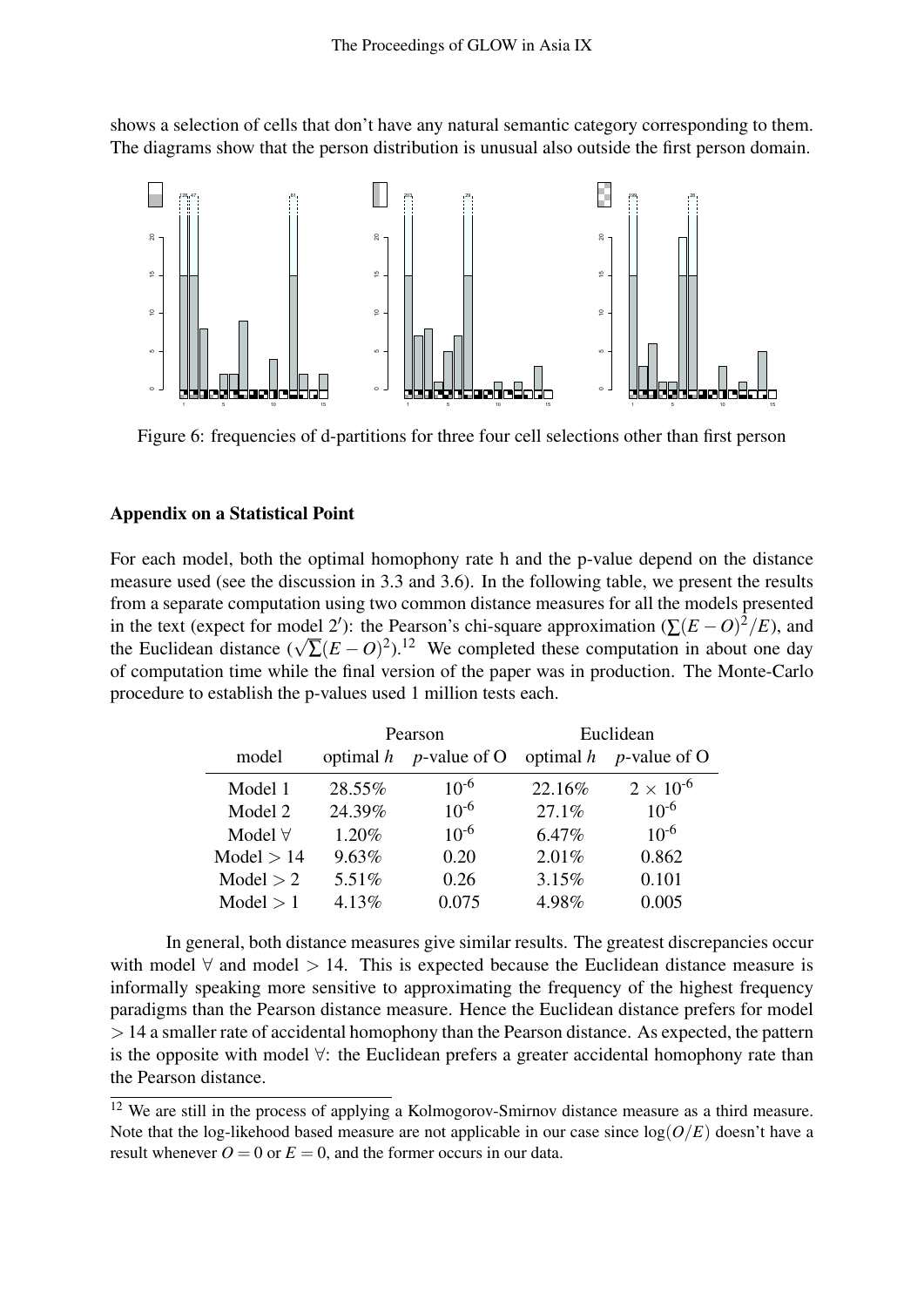shows a selection of cells that don't have any natural semantic category corresponding to them. The diagrams show that the person distribution is unusual also outside the first person domain.

Figure 6: frequencies of d-partitions for three four cell selections other than first person

### Appendix on a Statistical Point

For each model, both the optimal homophony rate h and the p-value depend on the distance measure used (see the discussion in 3.3 and 3.6). In the following table, we present the results from a separate computation using two common distance measures for all the models presented in the text (expect for model 2′): the Pearson's chi-square approximation ($\sum(E-O)^2/E$), and the Euclidean distance ($\sqrt{\sum}(E-O)^2$).[12] We completed these computation in about one day of computation time while the final version of the paper was in production. The Monte-Carlo procedure to establish the p-values used 1 million tests each.

| | Pearson | | Euclidean | |
|---|---|---|---|---|
| model | optimal $h$ | $p$-value of O | optimal $h$ | $p$-value of O |
| Model 1 | 28.55% | $10^{-6}$ | 22.16% | $2 \times 10^{-6}$ |
| Model 2 | 24.39% | $10^{-6}$ | 27.1% | $10^{-6}$ |
| Model ∀ | 1.20% | $10^{-6}$ | 6.47% | $10^{-6}$ |
| Model > 14 | 9.63% | 0.20 | 2.01% | 0.862 |
| Model > 2 | 5.51% | 0.26 | 3.15% | 0.101 |
| Model > 1 | 4.13% | 0.075 | 4.98% | 0.005 |

In general, both distance measures give similar results. The greatest discrepancies occur with model ∀ and model > 14. This is expected because the Euclidean distance measure is informally speaking more sensitive to approximating the frequency of the highest frequency paradigms than the Pearson distance measure. Hence the Euclidean distance prefers for model > 14 a smaller rate of accidental homophony than the Pearson distance. As expected, the pattern is the opposite with model ∀: the Euclidean prefers a greater accidental homophony rate than the Pearson distance.

[12] We are still in the process of applying a Kolmogorov-Smirnov distance measure as a third measure. Note that the log-likehood based measure are not applicable in our case since $\log(O/E)$ doesn't have a result whenever $O = 0$ or $E = 0$, and the former occurs in our data.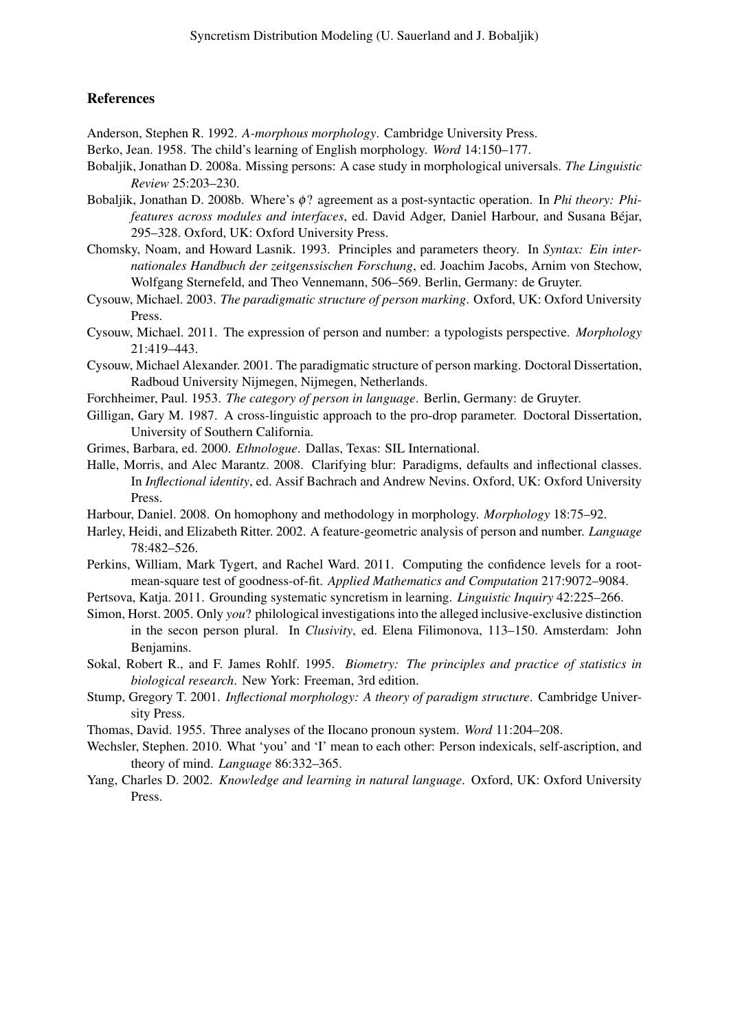## References

Anderson, Stephen R. 1992. *A-morphous morphology*. Cambridge University Press.

Berko, Jean. 1958. The child's learning of English morphology. *Word* 14:150–177.

Bobaljik, Jonathan D. 2008a. Missing persons: A case study in morphological universals. *The Linguistic Review* 25:203–230.

Bobaljik, Jonathan D. 2008b. Where's $\phi$? agreement as a post-syntactic operation. In *Phi theory: Phi-features across modules and interfaces*, ed. David Adger, Daniel Harbour, and Susana Béjar, 295–328. Oxford, UK: Oxford University Press.

Chomsky, Noam, and Howard Lasnik. 1993. Principles and parameters theory. In *Syntax: Ein internationales Handbuch der zeitgenssischen Forschung*, ed. Joachim Jacobs, Arnim von Stechow, Wolfgang Sternefeld, and Theo Vennemann, 506–569. Berlin, Germany: de Gruyter.

Cysouw, Michael. 2003. *The paradigmatic structure of person marking*. Oxford, UK: Oxford University Press.

Cysouw, Michael. 2011. The expression of person and number: a typologists perspective. *Morphology* 21:419–443.

Cysouw, Michael Alexander. 2001. The paradigmatic structure of person marking. Doctoral Dissertation, Radboud University Nijmegen, Nijmegen, Netherlands.

Forchheimer, Paul. 1953. *The category of person in language*. Berlin, Germany: de Gruyter.

Gilligan, Gary M. 1987. A cross-linguistic approach to the pro-drop parameter. Doctoral Dissertation, University of Southern California.

Grimes, Barbara, ed. 2000. *Ethnologue*. Dallas, Texas: SIL International.

Halle, Morris, and Alec Marantz. 2008. Clarifying blur: Paradigms, defaults and inflectional classes. In *Inflectional identity*, ed. Assif Bachrach and Andrew Nevins. Oxford, UK: Oxford University Press.

Harbour, Daniel. 2008. On homophony and methodology in morphology. *Morphology* 18:75–92.

Harley, Heidi, and Elizabeth Ritter. 2002. A feature-geometric analysis of person and number. *Language* 78:482–526.

Perkins, William, Mark Tygert, and Rachel Ward. 2011. Computing the confidence levels for a root-mean-square test of goodness-of-fit. *Applied Mathematics and Computation* 217:9072–9084.

Pertsova, Katja. 2011. Grounding systematic syncretism in learning. *Linguistic Inquiry* 42:225–266.

Simon, Horst. 2005. Only *you*? philological investigations into the alleged inclusive-exclusive distinction in the secon person plural. In *Clusivity*, ed. Elena Filimonova, 113–150. Amsterdam: John Benjamins.

Sokal, Robert R., and F. James Rohlf. 1995. *Biometry: The principles and practice of statistics in biological research*. New York: Freeman, 3rd edition.

Stump, Gregory T. 2001. *Inflectional morphology: A theory of paradigm structure*. Cambridge University Press.

Thomas, David. 1955. Three analyses of the Ilocano pronoun system. *Word* 11:204–208.

Wechsler, Stephen. 2010. What 'you' and 'I' mean to each other: Person indexicals, self-ascription, and theory of mind. *Language* 86:332–365.

Yang, Charles D. 2002. *Knowledge and learning in natural language*. Oxford, UK: Oxford University Press.